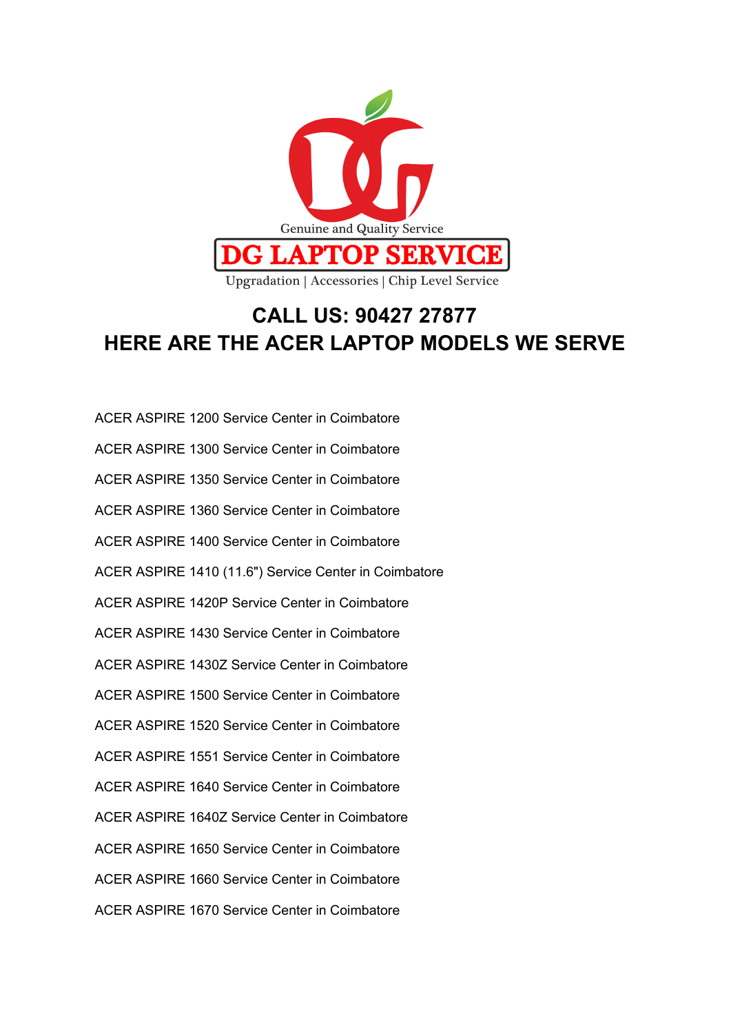Genuine and Quality Service

# DG LAPTOP SERVICE

Upgradation | Accessories | Chip Level Service

## CALL US: 90427 27877
## HERE ARE THE ACER LAPTOP MODELS WE SERVE

ACER ASPIRE 1200 Service Center in Coimbatore

ACER ASPIRE 1300 Service Center in Coimbatore

ACER ASPIRE 1350 Service Center in Coimbatore

ACER ASPIRE 1360 Service Center in Coimbatore

ACER ASPIRE 1400 Service Center in Coimbatore

ACER ASPIRE 1410 (11.6") Service Center in Coimbatore

ACER ASPIRE 1420P Service Center in Coimbatore

ACER ASPIRE 1430 Service Center in Coimbatore

ACER ASPIRE 1430Z Service Center in Coimbatore

ACER ASPIRE 1500 Service Center in Coimbatore

ACER ASPIRE 1520 Service Center in Coimbatore

ACER ASPIRE 1551 Service Center in Coimbatore

ACER ASPIRE 1640 Service Center in Coimbatore

ACER ASPIRE 1640Z Service Center in Coimbatore

ACER ASPIRE 1650 Service Center in Coimbatore

ACER ASPIRE 1660 Service Center in Coimbatore

ACER ASPIRE 1670 Service Center in Coimbatore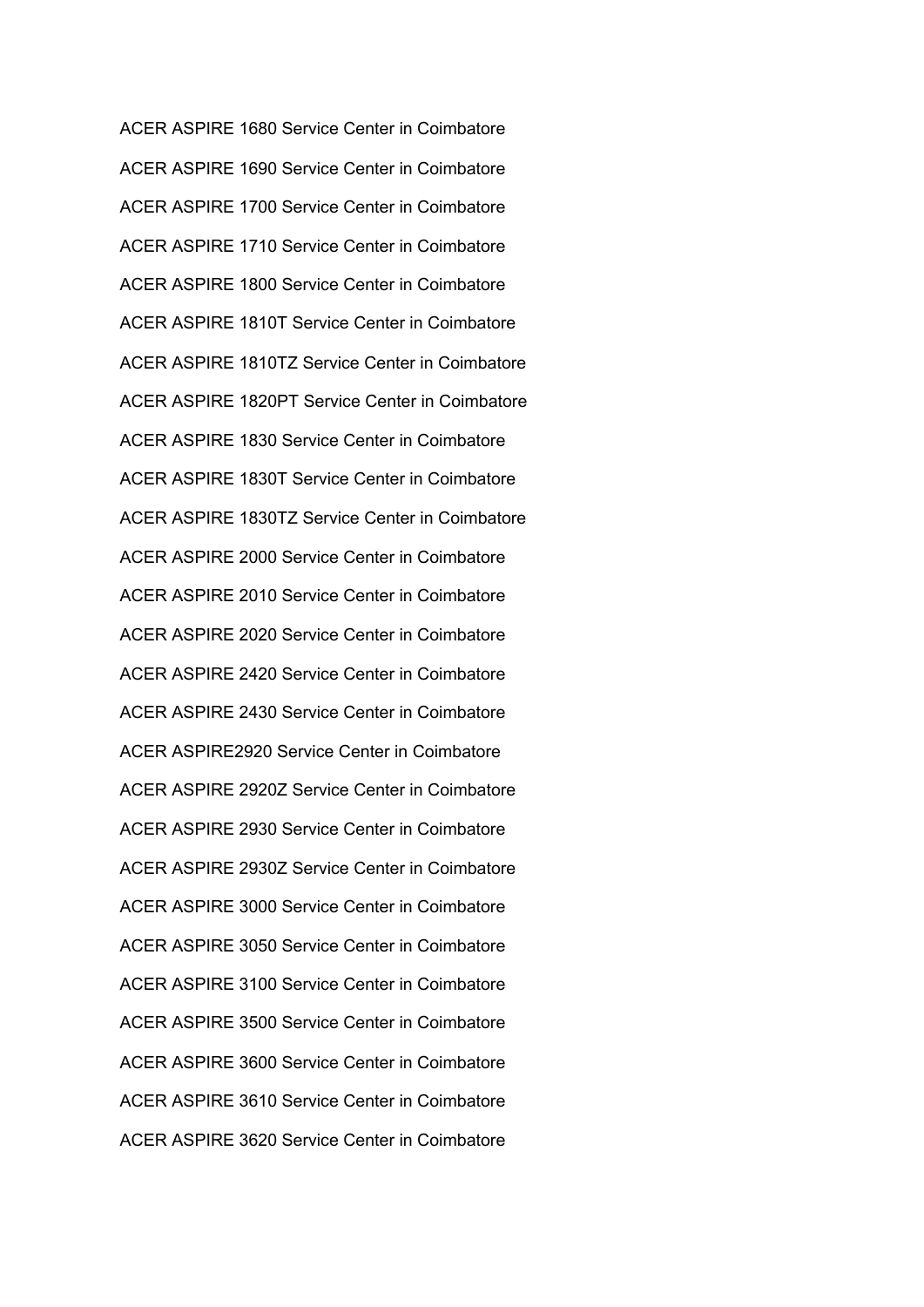ACER ASPIRE 1680 Service Center in Coimbatore

ACER ASPIRE 1690 Service Center in Coimbatore

ACER ASPIRE 1700 Service Center in Coimbatore

ACER ASPIRE 1710 Service Center in Coimbatore

ACER ASPIRE 1800 Service Center in Coimbatore

ACER ASPIRE 1810T Service Center in Coimbatore

ACER ASPIRE 1810TZ Service Center in Coimbatore

ACER ASPIRE 1820PT Service Center in Coimbatore

ACER ASPIRE 1830 Service Center in Coimbatore

ACER ASPIRE 1830T Service Center in Coimbatore

ACER ASPIRE 1830TZ Service Center in Coimbatore

ACER ASPIRE 2000 Service Center in Coimbatore

ACER ASPIRE 2010 Service Center in Coimbatore

ACER ASPIRE 2020 Service Center in Coimbatore

ACER ASPIRE 2420 Service Center in Coimbatore

ACER ASPIRE 2430 Service Center in Coimbatore

ACER ASPIRE2920 Service Center in Coimbatore

ACER ASPIRE 2920Z Service Center in Coimbatore

ACER ASPIRE 2930 Service Center in Coimbatore

ACER ASPIRE 2930Z Service Center in Coimbatore

ACER ASPIRE 3000 Service Center in Coimbatore

ACER ASPIRE 3050 Service Center in Coimbatore

ACER ASPIRE 3100 Service Center in Coimbatore

ACER ASPIRE 3500 Service Center in Coimbatore

ACER ASPIRE 3600 Service Center in Coimbatore

ACER ASPIRE 3610 Service Center in Coimbatore

ACER ASPIRE 3620 Service Center in Coimbatore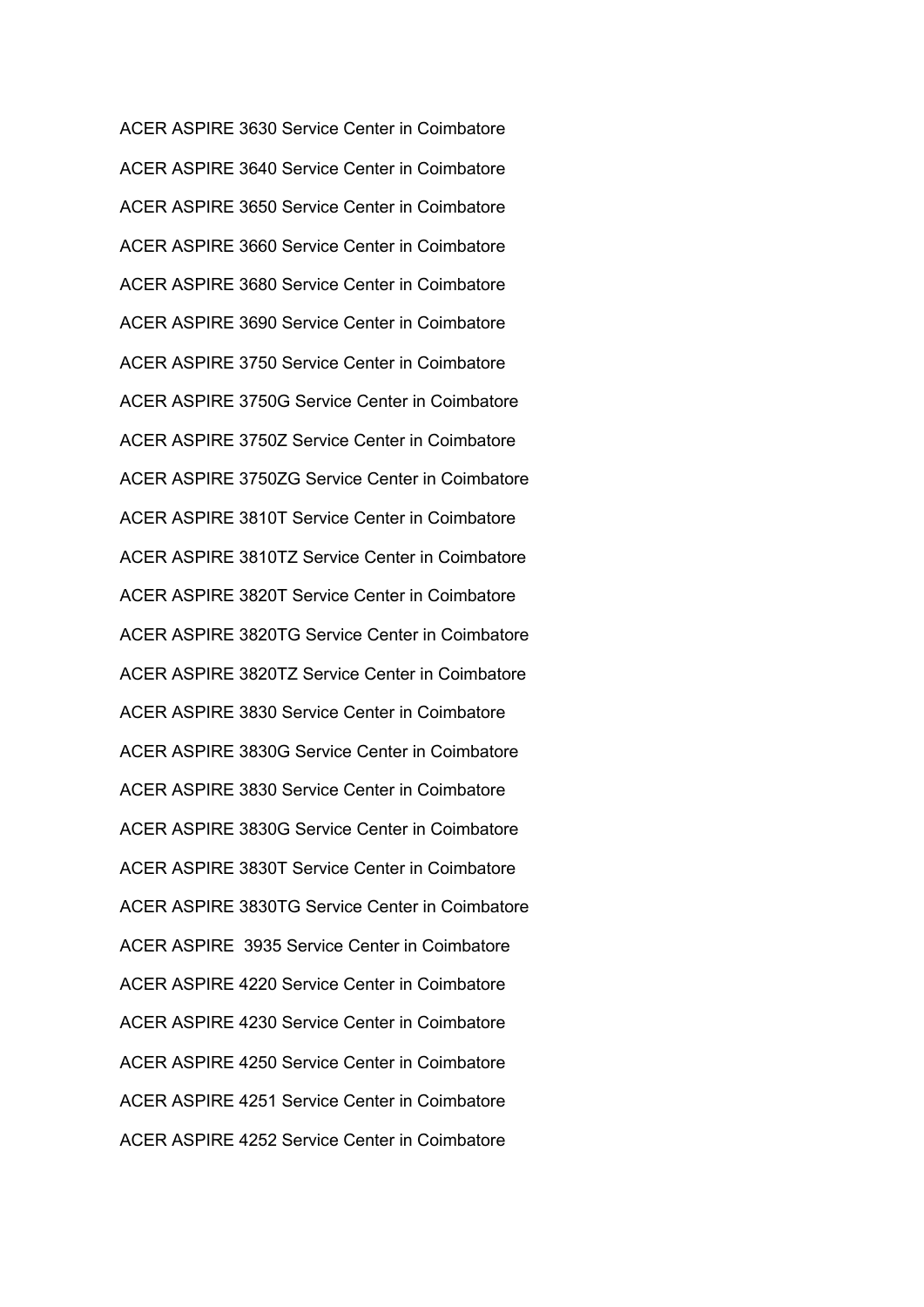ACER ASPIRE 3630 Service Center in Coimbatore

ACER ASPIRE 3640 Service Center in Coimbatore

ACER ASPIRE 3650 Service Center in Coimbatore

ACER ASPIRE 3660 Service Center in Coimbatore

ACER ASPIRE 3680 Service Center in Coimbatore

ACER ASPIRE 3690 Service Center in Coimbatore

ACER ASPIRE 3750 Service Center in Coimbatore

ACER ASPIRE 3750G Service Center in Coimbatore

ACER ASPIRE 3750Z Service Center in Coimbatore

ACER ASPIRE 3750ZG Service Center in Coimbatore

ACER ASPIRE 3810T Service Center in Coimbatore

ACER ASPIRE 3810TZ Service Center in Coimbatore

ACER ASPIRE 3820T Service Center in Coimbatore

ACER ASPIRE 3820TG Service Center in Coimbatore

ACER ASPIRE 3820TZ Service Center in Coimbatore

ACER ASPIRE 3830 Service Center in Coimbatore

ACER ASPIRE 3830G Service Center in Coimbatore

ACER ASPIRE 3830 Service Center in Coimbatore

ACER ASPIRE 3830G Service Center in Coimbatore

ACER ASPIRE 3830T Service Center in Coimbatore

ACER ASPIRE 3830TG Service Center in Coimbatore

ACER ASPIRE  3935 Service Center in Coimbatore

ACER ASPIRE 4220 Service Center in Coimbatore

ACER ASPIRE 4230 Service Center in Coimbatore

ACER ASPIRE 4250 Service Center in Coimbatore

ACER ASPIRE 4251 Service Center in Coimbatore

ACER ASPIRE 4252 Service Center in Coimbatore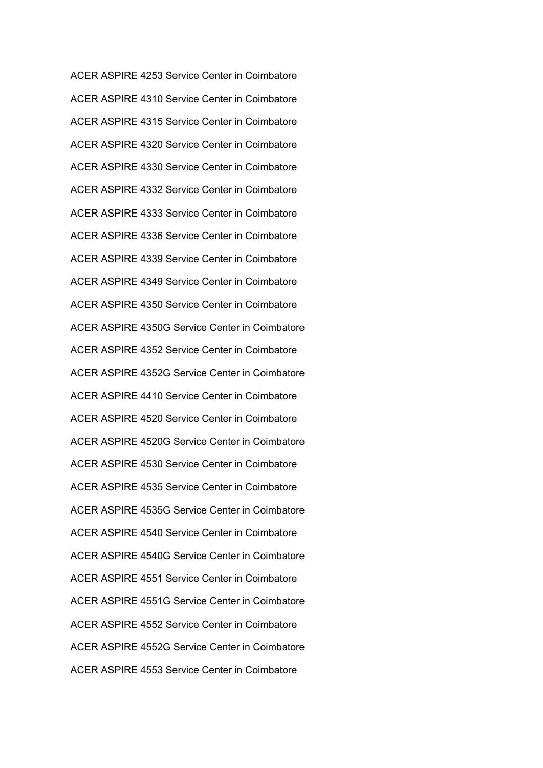ACER ASPIRE 4253 Service Center in Coimbatore

ACER ASPIRE 4310 Service Center in Coimbatore

ACER ASPIRE 4315 Service Center in Coimbatore

ACER ASPIRE 4320 Service Center in Coimbatore

ACER ASPIRE 4330 Service Center in Coimbatore

ACER ASPIRE 4332 Service Center in Coimbatore

ACER ASPIRE 4333 Service Center in Coimbatore

ACER ASPIRE 4336 Service Center in Coimbatore

ACER ASPIRE 4339 Service Center in Coimbatore

ACER ASPIRE 4349 Service Center in Coimbatore

ACER ASPIRE 4350 Service Center in Coimbatore

ACER ASPIRE 4350G Service Center in Coimbatore

ACER ASPIRE 4352 Service Center in Coimbatore

ACER ASPIRE 4352G Service Center in Coimbatore

ACER ASPIRE 4410 Service Center in Coimbatore

ACER ASPIRE 4520 Service Center in Coimbatore

ACER ASPIRE 4520G Service Center in Coimbatore

ACER ASPIRE 4530 Service Center in Coimbatore

ACER ASPIRE 4535 Service Center in Coimbatore

ACER ASPIRE 4535G Service Center in Coimbatore

ACER ASPIRE 4540 Service Center in Coimbatore

ACER ASPIRE 4540G Service Center in Coimbatore

ACER ASPIRE 4551 Service Center in Coimbatore

ACER ASPIRE 4551G Service Center in Coimbatore

ACER ASPIRE 4552 Service Center in Coimbatore

ACER ASPIRE 4552G Service Center in Coimbatore

ACER ASPIRE 4553 Service Center in Coimbatore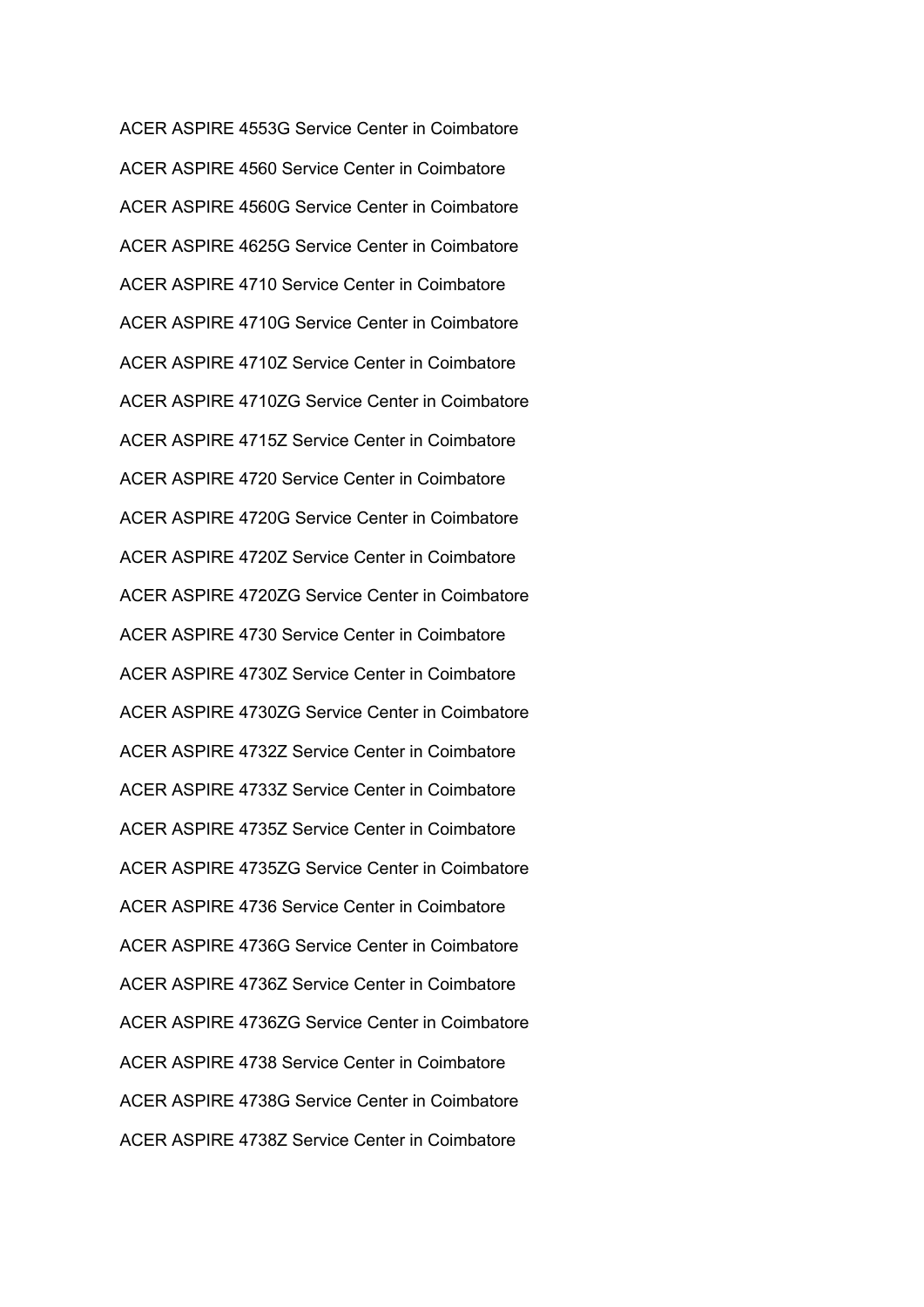ACER ASPIRE 4553G Service Center in Coimbatore

ACER ASPIRE 4560 Service Center in Coimbatore

ACER ASPIRE 4560G Service Center in Coimbatore

ACER ASPIRE 4625G Service Center in Coimbatore

ACER ASPIRE 4710 Service Center in Coimbatore

ACER ASPIRE 4710G Service Center in Coimbatore

ACER ASPIRE 4710Z Service Center in Coimbatore

ACER ASPIRE 4710ZG Service Center in Coimbatore

ACER ASPIRE 4715Z Service Center in Coimbatore

ACER ASPIRE 4720 Service Center in Coimbatore

ACER ASPIRE 4720G Service Center in Coimbatore

ACER ASPIRE 4720Z Service Center in Coimbatore

ACER ASPIRE 4720ZG Service Center in Coimbatore

ACER ASPIRE 4730 Service Center in Coimbatore

ACER ASPIRE 4730Z Service Center in Coimbatore

ACER ASPIRE 4730ZG Service Center in Coimbatore

ACER ASPIRE 4732Z Service Center in Coimbatore

ACER ASPIRE 4733Z Service Center in Coimbatore

ACER ASPIRE 4735Z Service Center in Coimbatore

ACER ASPIRE 4735ZG Service Center in Coimbatore

ACER ASPIRE 4736 Service Center in Coimbatore

ACER ASPIRE 4736G Service Center in Coimbatore

ACER ASPIRE 4736Z Service Center in Coimbatore

ACER ASPIRE 4736ZG Service Center in Coimbatore

ACER ASPIRE 4738 Service Center in Coimbatore

ACER ASPIRE 4738G Service Center in Coimbatore

ACER ASPIRE 4738Z Service Center in Coimbatore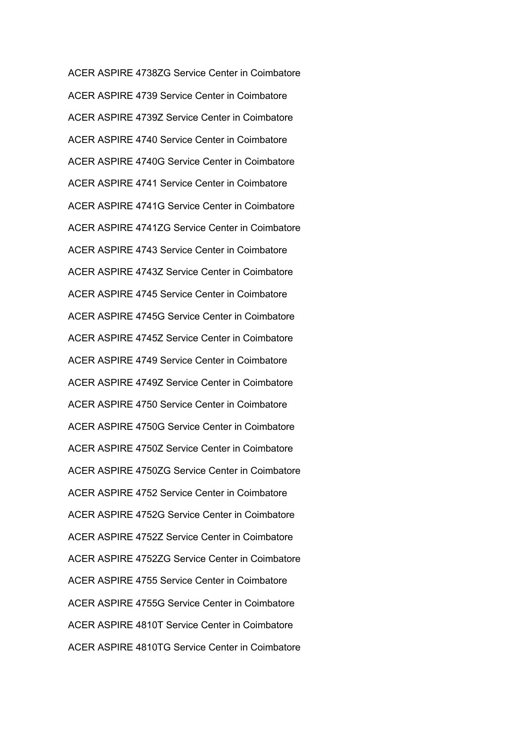ACER ASPIRE 4738ZG Service Center in Coimbatore

ACER ASPIRE 4739 Service Center in Coimbatore

ACER ASPIRE 4739Z Service Center in Coimbatore

ACER ASPIRE 4740 Service Center in Coimbatore

ACER ASPIRE 4740G Service Center in Coimbatore

ACER ASPIRE 4741 Service Center in Coimbatore

ACER ASPIRE 4741G Service Center in Coimbatore

ACER ASPIRE 4741ZG Service Center in Coimbatore

ACER ASPIRE 4743 Service Center in Coimbatore

ACER ASPIRE 4743Z Service Center in Coimbatore

ACER ASPIRE 4745 Service Center in Coimbatore

ACER ASPIRE 4745G Service Center in Coimbatore

ACER ASPIRE 4745Z Service Center in Coimbatore

ACER ASPIRE 4749 Service Center in Coimbatore

ACER ASPIRE 4749Z Service Center in Coimbatore

ACER ASPIRE 4750 Service Center in Coimbatore

ACER ASPIRE 4750G Service Center in Coimbatore

ACER ASPIRE 4750Z Service Center in Coimbatore

ACER ASPIRE 4750ZG Service Center in Coimbatore

ACER ASPIRE 4752 Service Center in Coimbatore

ACER ASPIRE 4752G Service Center in Coimbatore

ACER ASPIRE 4752Z Service Center in Coimbatore

ACER ASPIRE 4752ZG Service Center in Coimbatore

ACER ASPIRE 4755 Service Center in Coimbatore

ACER ASPIRE 4755G Service Center in Coimbatore

ACER ASPIRE 4810T Service Center in Coimbatore

ACER ASPIRE 4810TG Service Center in Coimbatore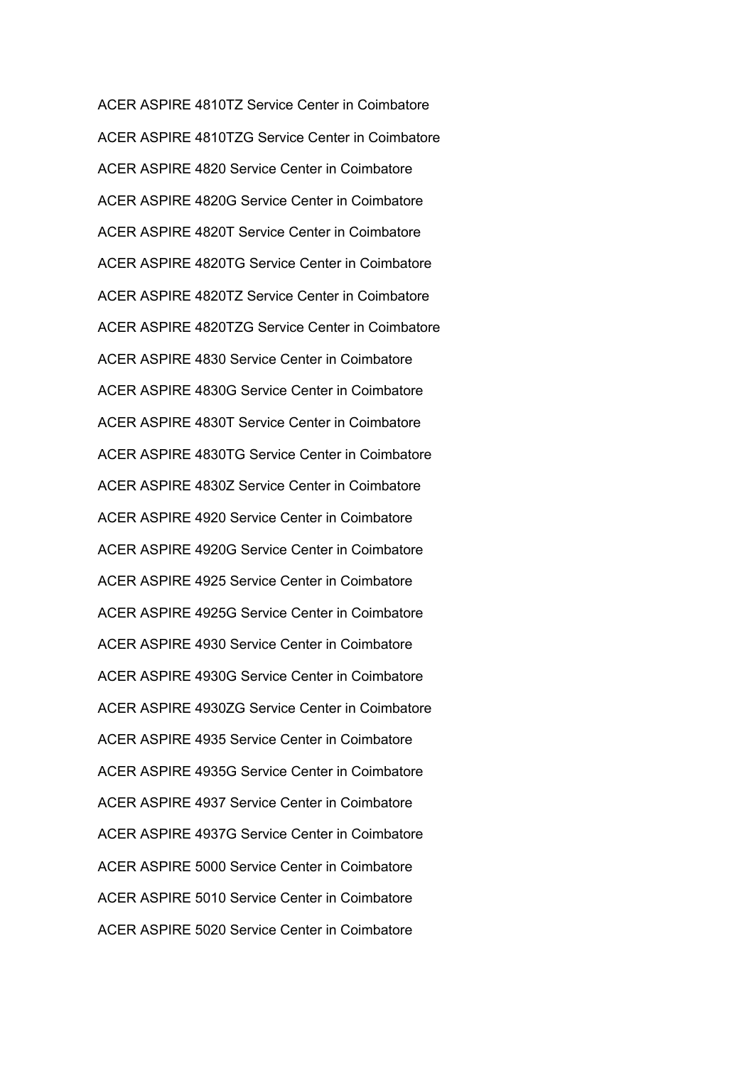ACER ASPIRE 4810TZ Service Center in Coimbatore

ACER ASPIRE 4810TZG Service Center in Coimbatore

ACER ASPIRE 4820 Service Center in Coimbatore

ACER ASPIRE 4820G Service Center in Coimbatore

ACER ASPIRE 4820T Service Center in Coimbatore

ACER ASPIRE 4820TG Service Center in Coimbatore

ACER ASPIRE 4820TZ Service Center in Coimbatore

ACER ASPIRE 4820TZG Service Center in Coimbatore

ACER ASPIRE 4830 Service Center in Coimbatore

ACER ASPIRE 4830G Service Center in Coimbatore

ACER ASPIRE 4830T Service Center in Coimbatore

ACER ASPIRE 4830TG Service Center in Coimbatore

ACER ASPIRE 4830Z Service Center in Coimbatore

ACER ASPIRE 4920 Service Center in Coimbatore

ACER ASPIRE 4920G Service Center in Coimbatore

ACER ASPIRE 4925 Service Center in Coimbatore

ACER ASPIRE 4925G Service Center in Coimbatore

ACER ASPIRE 4930 Service Center in Coimbatore

ACER ASPIRE 4930G Service Center in Coimbatore

ACER ASPIRE 4930ZG Service Center in Coimbatore

ACER ASPIRE 4935 Service Center in Coimbatore

ACER ASPIRE 4935G Service Center in Coimbatore

ACER ASPIRE 4937 Service Center in Coimbatore

ACER ASPIRE 4937G Service Center in Coimbatore

ACER ASPIRE 5000 Service Center in Coimbatore

ACER ASPIRE 5010 Service Center in Coimbatore

ACER ASPIRE 5020 Service Center in Coimbatore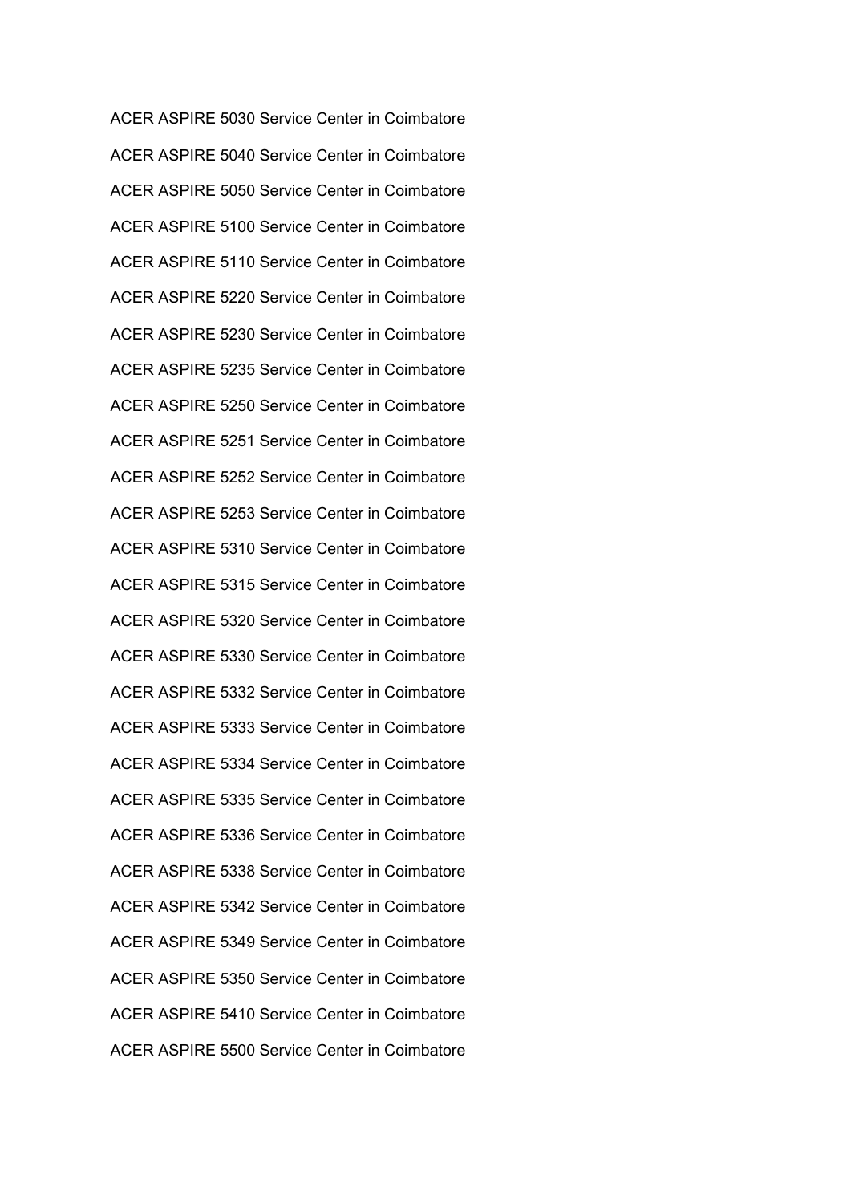ACER ASPIRE 5030 Service Center in Coimbatore

ACER ASPIRE 5040 Service Center in Coimbatore

ACER ASPIRE 5050 Service Center in Coimbatore

ACER ASPIRE 5100 Service Center in Coimbatore

ACER ASPIRE 5110 Service Center in Coimbatore

ACER ASPIRE 5220 Service Center in Coimbatore

ACER ASPIRE 5230 Service Center in Coimbatore

ACER ASPIRE 5235 Service Center in Coimbatore

ACER ASPIRE 5250 Service Center in Coimbatore

ACER ASPIRE 5251 Service Center in Coimbatore

ACER ASPIRE 5252 Service Center in Coimbatore

ACER ASPIRE 5253 Service Center in Coimbatore

ACER ASPIRE 5310 Service Center in Coimbatore

ACER ASPIRE 5315 Service Center in Coimbatore

ACER ASPIRE 5320 Service Center in Coimbatore

ACER ASPIRE 5330 Service Center in Coimbatore

ACER ASPIRE 5332 Service Center in Coimbatore

ACER ASPIRE 5333 Service Center in Coimbatore

ACER ASPIRE 5334 Service Center in Coimbatore

ACER ASPIRE 5335 Service Center in Coimbatore

ACER ASPIRE 5336 Service Center in Coimbatore

ACER ASPIRE 5338 Service Center in Coimbatore

ACER ASPIRE 5342 Service Center in Coimbatore

ACER ASPIRE 5349 Service Center in Coimbatore

ACER ASPIRE 5350 Service Center in Coimbatore

ACER ASPIRE 5410 Service Center in Coimbatore

ACER ASPIRE 5500 Service Center in Coimbatore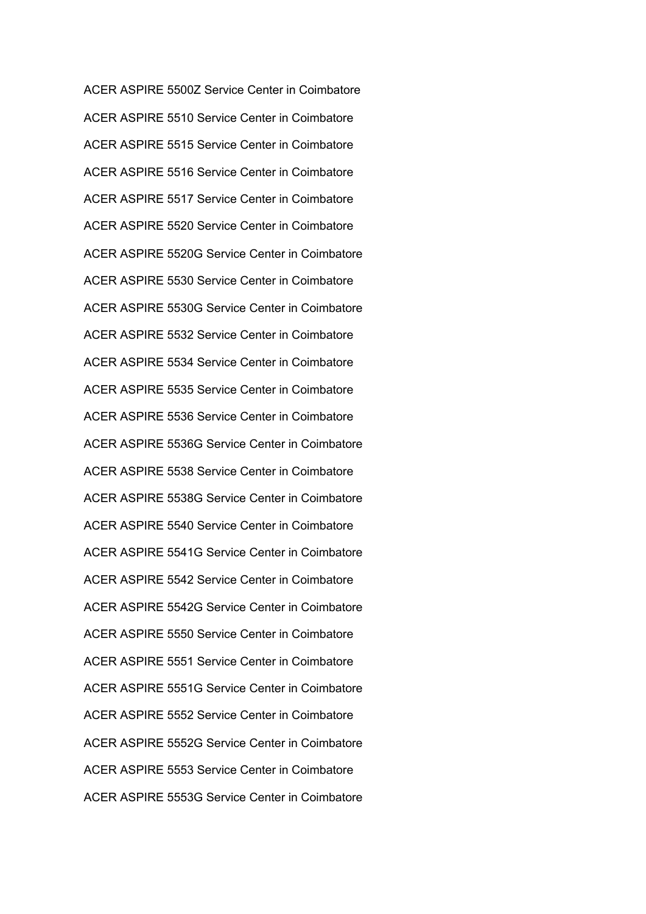ACER ASPIRE 5500Z Service Center in Coimbatore

ACER ASPIRE 5510 Service Center in Coimbatore

ACER ASPIRE 5515 Service Center in Coimbatore

ACER ASPIRE 5516 Service Center in Coimbatore

ACER ASPIRE 5517 Service Center in Coimbatore

ACER ASPIRE 5520 Service Center in Coimbatore

ACER ASPIRE 5520G Service Center in Coimbatore

ACER ASPIRE 5530 Service Center in Coimbatore

ACER ASPIRE 5530G Service Center in Coimbatore

ACER ASPIRE 5532 Service Center in Coimbatore

ACER ASPIRE 5534 Service Center in Coimbatore

ACER ASPIRE 5535 Service Center in Coimbatore

ACER ASPIRE 5536 Service Center in Coimbatore

ACER ASPIRE 5536G Service Center in Coimbatore

ACER ASPIRE 5538 Service Center in Coimbatore

ACER ASPIRE 5538G Service Center in Coimbatore

ACER ASPIRE 5540 Service Center in Coimbatore

ACER ASPIRE 5541G Service Center in Coimbatore

ACER ASPIRE 5542 Service Center in Coimbatore

ACER ASPIRE 5542G Service Center in Coimbatore

ACER ASPIRE 5550 Service Center in Coimbatore

ACER ASPIRE 5551 Service Center in Coimbatore

ACER ASPIRE 5551G Service Center in Coimbatore

ACER ASPIRE 5552 Service Center in Coimbatore

ACER ASPIRE 5552G Service Center in Coimbatore

ACER ASPIRE 5553 Service Center in Coimbatore

ACER ASPIRE 5553G Service Center in Coimbatore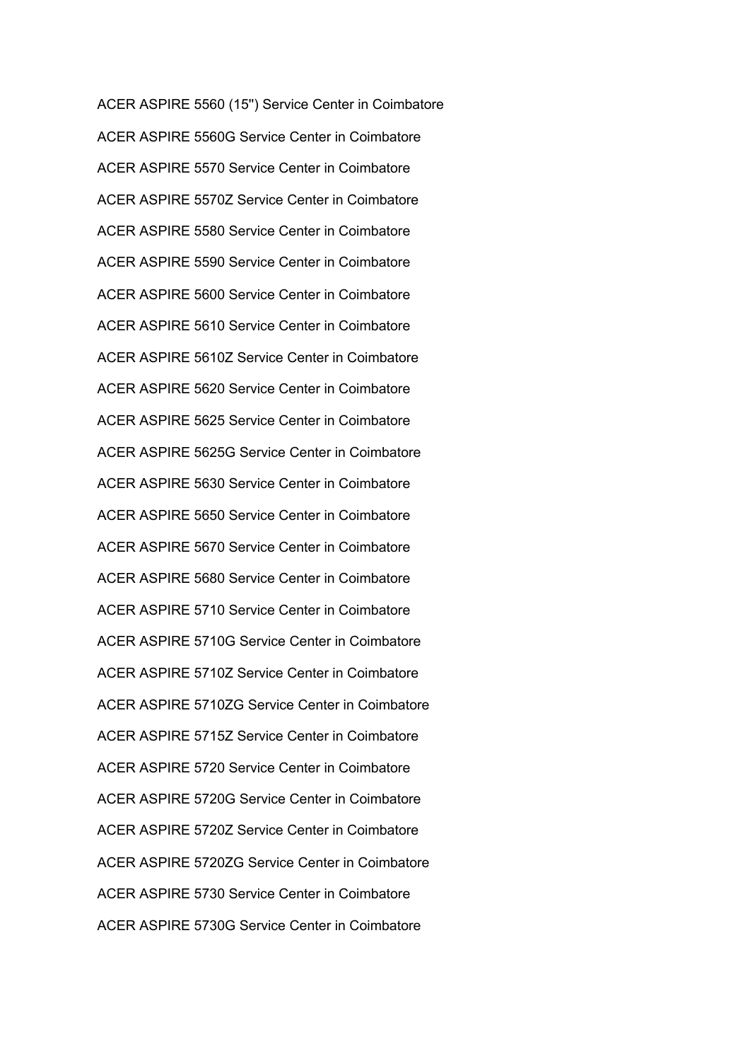ACER ASPIRE 5560 (15'') Service Center in Coimbatore

ACER ASPIRE 5560G Service Center in Coimbatore

ACER ASPIRE 5570 Service Center in Coimbatore

ACER ASPIRE 5570Z Service Center in Coimbatore

ACER ASPIRE 5580 Service Center in Coimbatore

ACER ASPIRE 5590 Service Center in Coimbatore

ACER ASPIRE 5600 Service Center in Coimbatore

ACER ASPIRE 5610 Service Center in Coimbatore

ACER ASPIRE 5610Z Service Center in Coimbatore

ACER ASPIRE 5620 Service Center in Coimbatore

ACER ASPIRE 5625 Service Center in Coimbatore

ACER ASPIRE 5625G Service Center in Coimbatore

ACER ASPIRE 5630 Service Center in Coimbatore

ACER ASPIRE 5650 Service Center in Coimbatore

ACER ASPIRE 5670 Service Center in Coimbatore

ACER ASPIRE 5680 Service Center in Coimbatore

ACER ASPIRE 5710 Service Center in Coimbatore

ACER ASPIRE 5710G Service Center in Coimbatore

ACER ASPIRE 5710Z Service Center in Coimbatore

ACER ASPIRE 5710ZG Service Center in Coimbatore

ACER ASPIRE 5715Z Service Center in Coimbatore

ACER ASPIRE 5720 Service Center in Coimbatore

ACER ASPIRE 5720G Service Center in Coimbatore

ACER ASPIRE 5720Z Service Center in Coimbatore

ACER ASPIRE 5720ZG Service Center in Coimbatore

ACER ASPIRE 5730 Service Center in Coimbatore

ACER ASPIRE 5730G Service Center in Coimbatore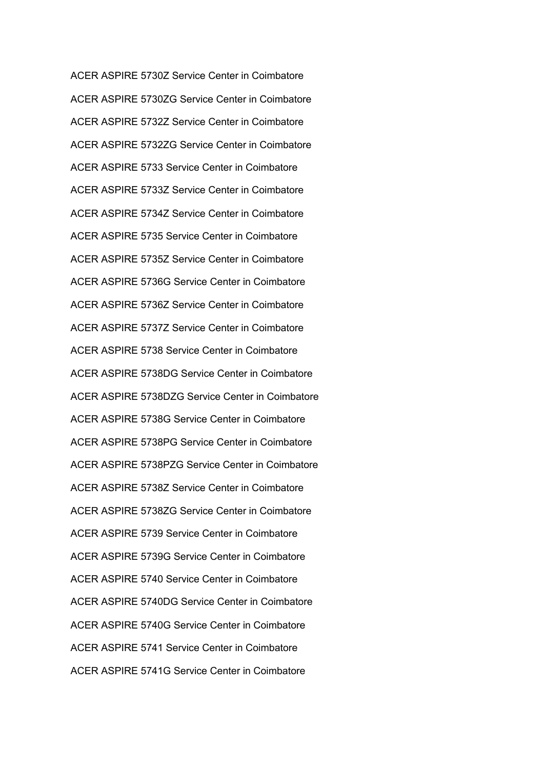ACER ASPIRE 5730Z Service Center in Coimbatore

ACER ASPIRE 5730ZG Service Center in Coimbatore

ACER ASPIRE 5732Z Service Center in Coimbatore

ACER ASPIRE 5732ZG Service Center in Coimbatore

ACER ASPIRE 5733 Service Center in Coimbatore

ACER ASPIRE 5733Z Service Center in Coimbatore

ACER ASPIRE 5734Z Service Center in Coimbatore

ACER ASPIRE 5735 Service Center in Coimbatore

ACER ASPIRE 5735Z Service Center in Coimbatore

ACER ASPIRE 5736G Service Center in Coimbatore

ACER ASPIRE 5736Z Service Center in Coimbatore

ACER ASPIRE 5737Z Service Center in Coimbatore

ACER ASPIRE 5738 Service Center in Coimbatore

ACER ASPIRE 5738DG Service Center in Coimbatore

ACER ASPIRE 5738DZG Service Center in Coimbatore

ACER ASPIRE 5738G Service Center in Coimbatore

ACER ASPIRE 5738PG Service Center in Coimbatore

ACER ASPIRE 5738PZG Service Center in Coimbatore

ACER ASPIRE 5738Z Service Center in Coimbatore

ACER ASPIRE 5738ZG Service Center in Coimbatore

ACER ASPIRE 5739 Service Center in Coimbatore

ACER ASPIRE 5739G Service Center in Coimbatore

ACER ASPIRE 5740 Service Center in Coimbatore

ACER ASPIRE 5740DG Service Center in Coimbatore

ACER ASPIRE 5740G Service Center in Coimbatore

ACER ASPIRE 5741 Service Center in Coimbatore

ACER ASPIRE 5741G Service Center in Coimbatore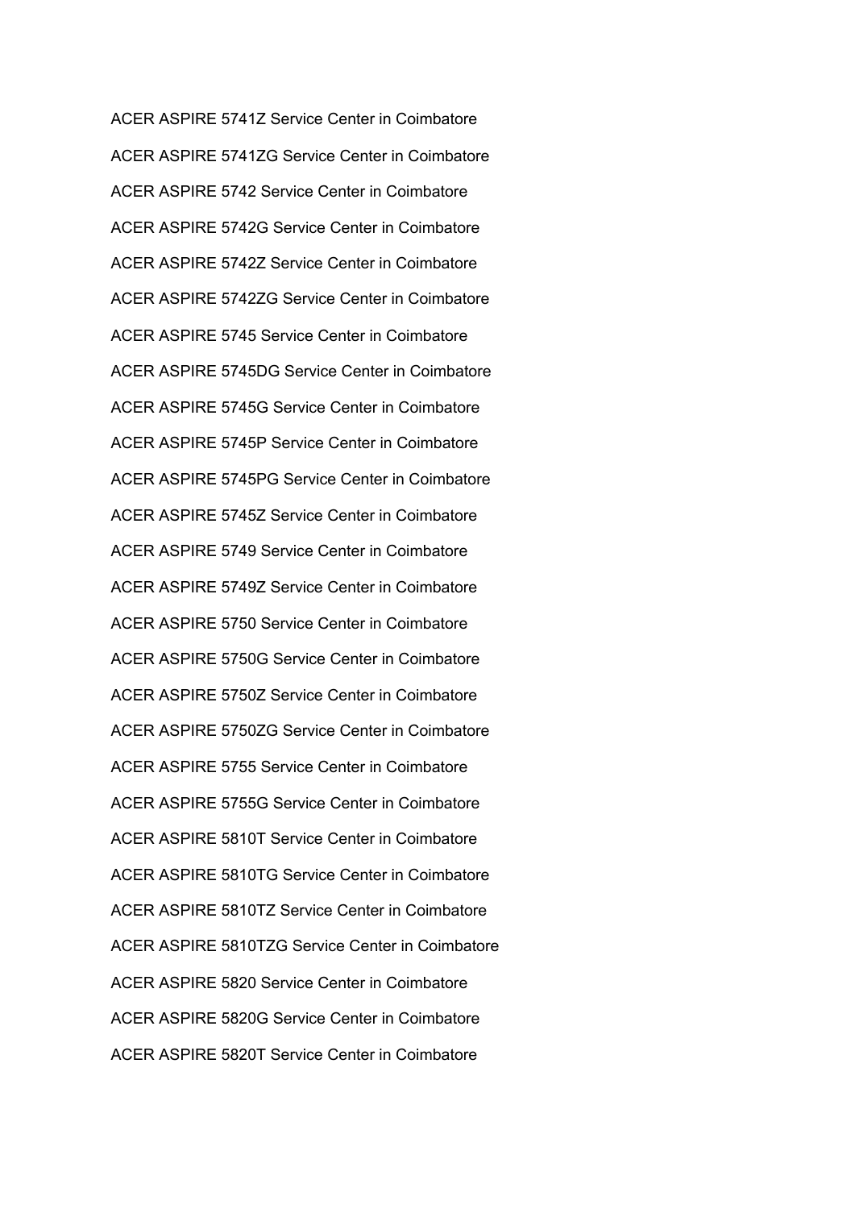ACER ASPIRE 5741Z Service Center in Coimbatore

ACER ASPIRE 5741ZG Service Center in Coimbatore

ACER ASPIRE 5742 Service Center in Coimbatore

ACER ASPIRE 5742G Service Center in Coimbatore

ACER ASPIRE 5742Z Service Center in Coimbatore

ACER ASPIRE 5742ZG Service Center in Coimbatore

ACER ASPIRE 5745 Service Center in Coimbatore

ACER ASPIRE 5745DG Service Center in Coimbatore

ACER ASPIRE 5745G Service Center in Coimbatore

ACER ASPIRE 5745P Service Center in Coimbatore

ACER ASPIRE 5745PG Service Center in Coimbatore

ACER ASPIRE 5745Z Service Center in Coimbatore

ACER ASPIRE 5749 Service Center in Coimbatore

ACER ASPIRE 5749Z Service Center in Coimbatore

ACER ASPIRE 5750 Service Center in Coimbatore

ACER ASPIRE 5750G Service Center in Coimbatore

ACER ASPIRE 5750Z Service Center in Coimbatore

ACER ASPIRE 5750ZG Service Center in Coimbatore

ACER ASPIRE 5755 Service Center in Coimbatore

ACER ASPIRE 5755G Service Center in Coimbatore

ACER ASPIRE 5810T Service Center in Coimbatore

ACER ASPIRE 5810TG Service Center in Coimbatore

ACER ASPIRE 5810TZ Service Center in Coimbatore

ACER ASPIRE 5810TZG Service Center in Coimbatore

ACER ASPIRE 5820 Service Center in Coimbatore

ACER ASPIRE 5820G Service Center in Coimbatore

ACER ASPIRE 5820T Service Center in Coimbatore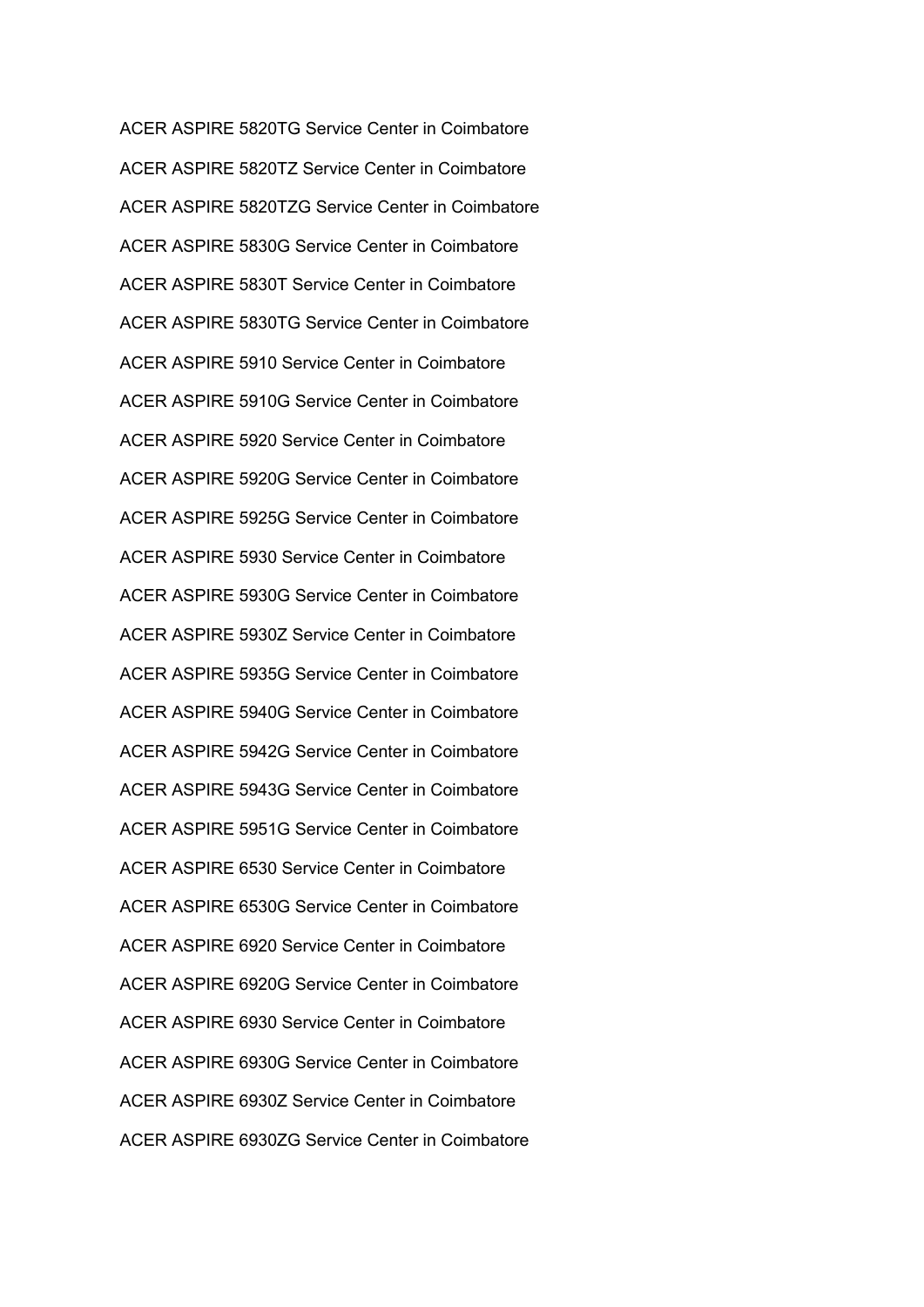ACER ASPIRE 5820TG Service Center in Coimbatore

ACER ASPIRE 5820TZ Service Center in Coimbatore

ACER ASPIRE 5820TZG Service Center in Coimbatore

ACER ASPIRE 5830G Service Center in Coimbatore

ACER ASPIRE 5830T Service Center in Coimbatore

ACER ASPIRE 5830TG Service Center in Coimbatore

ACER ASPIRE 5910 Service Center in Coimbatore

ACER ASPIRE 5910G Service Center in Coimbatore

ACER ASPIRE 5920 Service Center in Coimbatore

ACER ASPIRE 5920G Service Center in Coimbatore

ACER ASPIRE 5925G Service Center in Coimbatore

ACER ASPIRE 5930 Service Center in Coimbatore

ACER ASPIRE 5930G Service Center in Coimbatore

ACER ASPIRE 5930Z Service Center in Coimbatore

ACER ASPIRE 5935G Service Center in Coimbatore

ACER ASPIRE 5940G Service Center in Coimbatore

ACER ASPIRE 5942G Service Center in Coimbatore

ACER ASPIRE 5943G Service Center in Coimbatore

ACER ASPIRE 5951G Service Center in Coimbatore

ACER ASPIRE 6530 Service Center in Coimbatore

ACER ASPIRE 6530G Service Center in Coimbatore

ACER ASPIRE 6920 Service Center in Coimbatore

ACER ASPIRE 6920G Service Center in Coimbatore

ACER ASPIRE 6930 Service Center in Coimbatore

ACER ASPIRE 6930G Service Center in Coimbatore

ACER ASPIRE 6930Z Service Center in Coimbatore

ACER ASPIRE 6930ZG Service Center in Coimbatore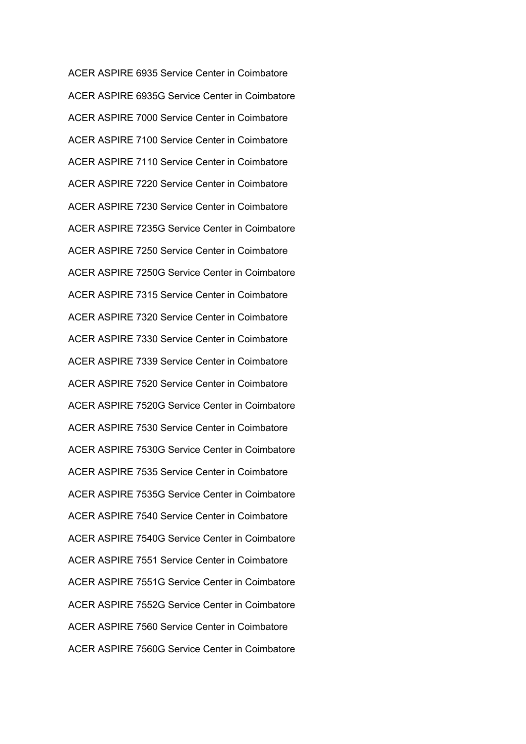ACER ASPIRE 6935 Service Center in Coimbatore

ACER ASPIRE 6935G Service Center in Coimbatore

ACER ASPIRE 7000 Service Center in Coimbatore

ACER ASPIRE 7100 Service Center in Coimbatore

ACER ASPIRE 7110 Service Center in Coimbatore

ACER ASPIRE 7220 Service Center in Coimbatore

ACER ASPIRE 7230 Service Center in Coimbatore

ACER ASPIRE 7235G Service Center in Coimbatore

ACER ASPIRE 7250 Service Center in Coimbatore

ACER ASPIRE 7250G Service Center in Coimbatore

ACER ASPIRE 7315 Service Center in Coimbatore

ACER ASPIRE 7320 Service Center in Coimbatore

ACER ASPIRE 7330 Service Center in Coimbatore

ACER ASPIRE 7339 Service Center in Coimbatore

ACER ASPIRE 7520 Service Center in Coimbatore

ACER ASPIRE 7520G Service Center in Coimbatore

ACER ASPIRE 7530 Service Center in Coimbatore

ACER ASPIRE 7530G Service Center in Coimbatore

ACER ASPIRE 7535 Service Center in Coimbatore

ACER ASPIRE 7535G Service Center in Coimbatore

ACER ASPIRE 7540 Service Center in Coimbatore

ACER ASPIRE 7540G Service Center in Coimbatore

ACER ASPIRE 7551 Service Center in Coimbatore

ACER ASPIRE 7551G Service Center in Coimbatore

ACER ASPIRE 7552G Service Center in Coimbatore

ACER ASPIRE 7560 Service Center in Coimbatore

ACER ASPIRE 7560G Service Center in Coimbatore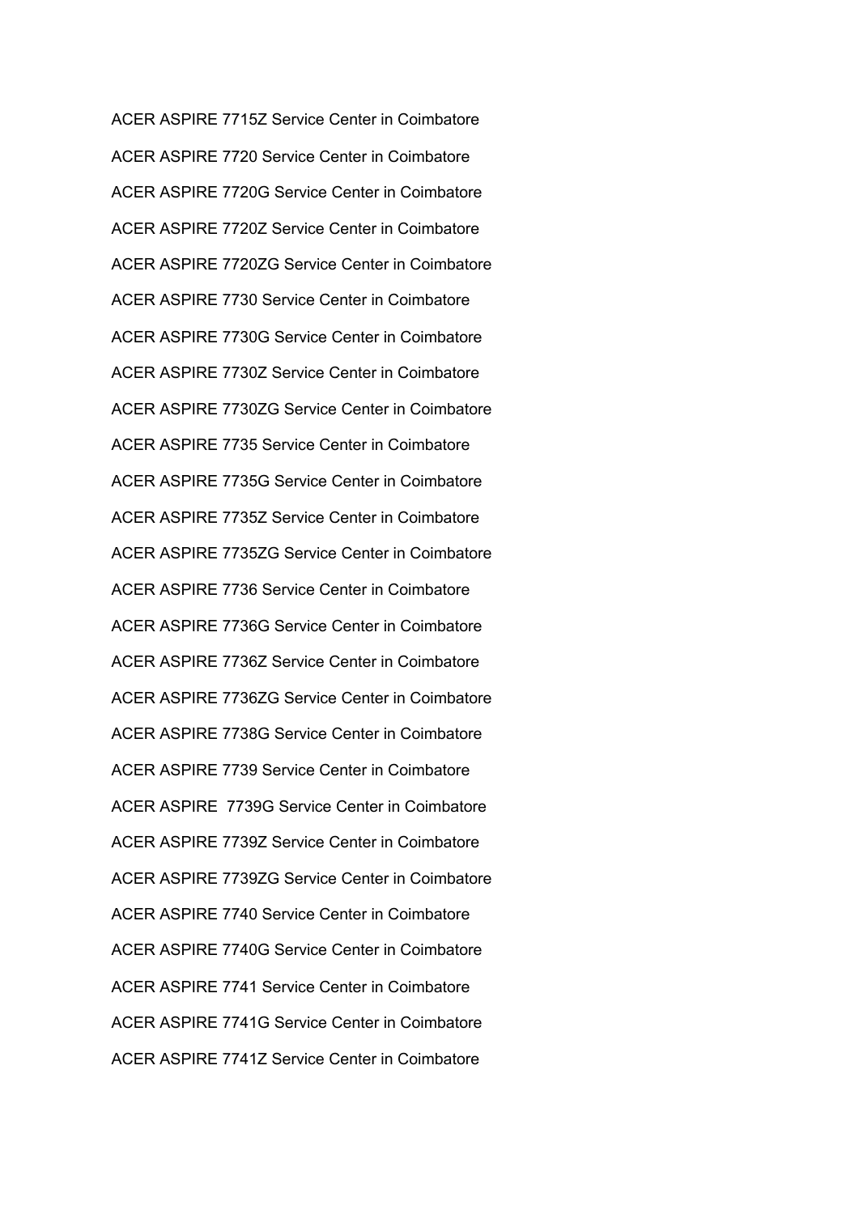ACER ASPIRE 7715Z Service Center in Coimbatore

ACER ASPIRE 7720 Service Center in Coimbatore

ACER ASPIRE 7720G Service Center in Coimbatore

ACER ASPIRE 7720Z Service Center in Coimbatore

ACER ASPIRE 7720ZG Service Center in Coimbatore

ACER ASPIRE 7730 Service Center in Coimbatore

ACER ASPIRE 7730G Service Center in Coimbatore

ACER ASPIRE 7730Z Service Center in Coimbatore

ACER ASPIRE 7730ZG Service Center in Coimbatore

ACER ASPIRE 7735 Service Center in Coimbatore

ACER ASPIRE 7735G Service Center in Coimbatore

ACER ASPIRE 7735Z Service Center in Coimbatore

ACER ASPIRE 7735ZG Service Center in Coimbatore

ACER ASPIRE 7736 Service Center in Coimbatore

ACER ASPIRE 7736G Service Center in Coimbatore

ACER ASPIRE 7736Z Service Center in Coimbatore

ACER ASPIRE 7736ZG Service Center in Coimbatore

ACER ASPIRE 7738G Service Center in Coimbatore

ACER ASPIRE 7739 Service Center in Coimbatore

ACER ASPIRE  7739G Service Center in Coimbatore

ACER ASPIRE 7739Z Service Center in Coimbatore

ACER ASPIRE 7739ZG Service Center in Coimbatore

ACER ASPIRE 7740 Service Center in Coimbatore

ACER ASPIRE 7740G Service Center in Coimbatore

ACER ASPIRE 7741 Service Center in Coimbatore

ACER ASPIRE 7741G Service Center in Coimbatore

ACER ASPIRE 7741Z Service Center in Coimbatore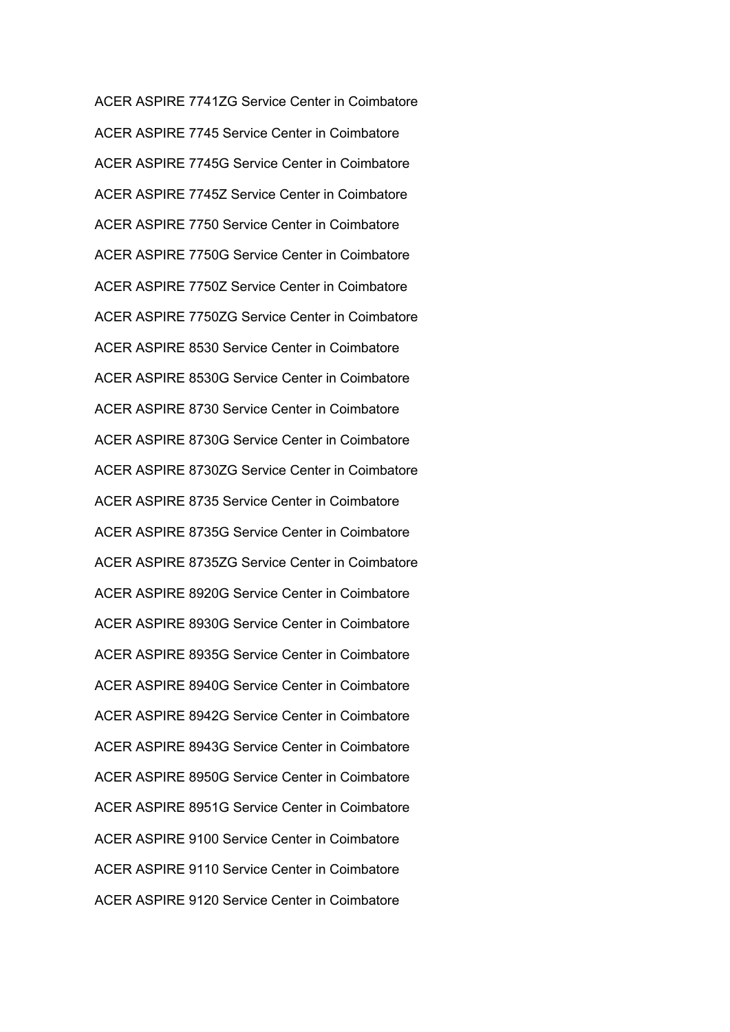ACER ASPIRE 7741ZG Service Center in Coimbatore

ACER ASPIRE 7745 Service Center in Coimbatore

ACER ASPIRE 7745G Service Center in Coimbatore

ACER ASPIRE 7745Z Service Center in Coimbatore

ACER ASPIRE 7750 Service Center in Coimbatore

ACER ASPIRE 7750G Service Center in Coimbatore

ACER ASPIRE 7750Z Service Center in Coimbatore

ACER ASPIRE 7750ZG Service Center in Coimbatore

ACER ASPIRE 8530 Service Center in Coimbatore

ACER ASPIRE 8530G Service Center in Coimbatore

ACER ASPIRE 8730 Service Center in Coimbatore

ACER ASPIRE 8730G Service Center in Coimbatore

ACER ASPIRE 8730ZG Service Center in Coimbatore

ACER ASPIRE 8735 Service Center in Coimbatore

ACER ASPIRE 8735G Service Center in Coimbatore

ACER ASPIRE 8735ZG Service Center in Coimbatore

ACER ASPIRE 8920G Service Center in Coimbatore

ACER ASPIRE 8930G Service Center in Coimbatore

ACER ASPIRE 8935G Service Center in Coimbatore

ACER ASPIRE 8940G Service Center in Coimbatore

ACER ASPIRE 8942G Service Center in Coimbatore

ACER ASPIRE 8943G Service Center in Coimbatore

ACER ASPIRE 8950G Service Center in Coimbatore

ACER ASPIRE 8951G Service Center in Coimbatore

ACER ASPIRE 9100 Service Center in Coimbatore

ACER ASPIRE 9110 Service Center in Coimbatore

ACER ASPIRE 9120 Service Center in Coimbatore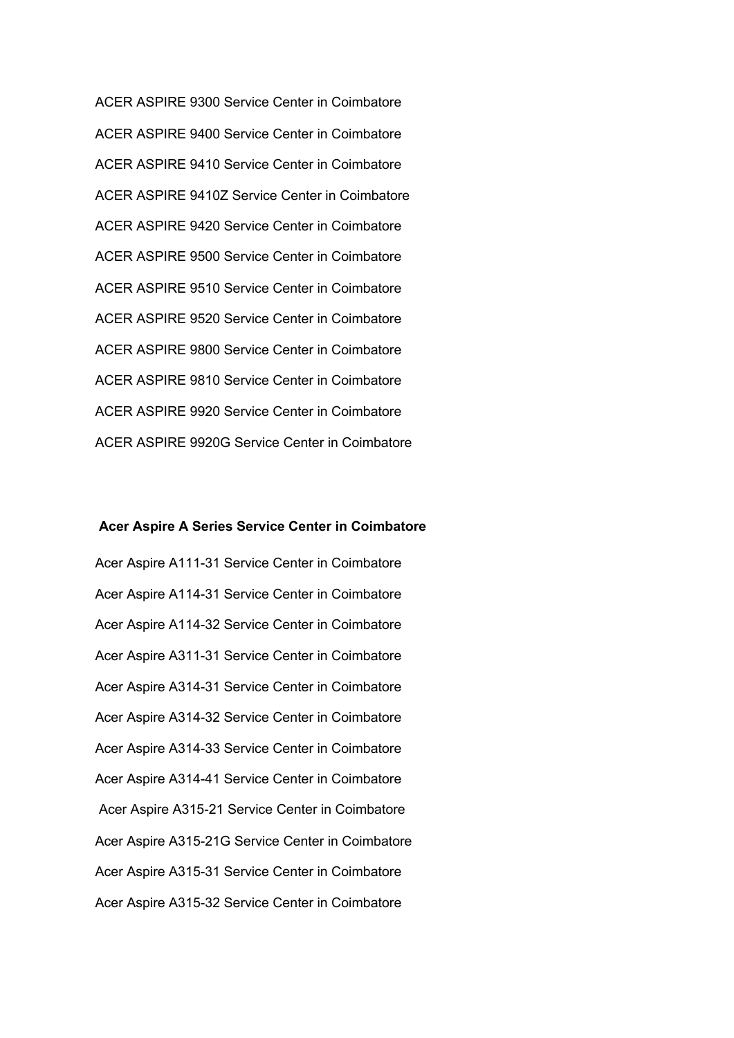ACER ASPIRE 9300 Service Center in Coimbatore

ACER ASPIRE 9400 Service Center in Coimbatore

ACER ASPIRE 9410 Service Center in Coimbatore

ACER ASPIRE 9410Z Service Center in Coimbatore

ACER ASPIRE 9420 Service Center in Coimbatore

ACER ASPIRE 9500 Service Center in Coimbatore

ACER ASPIRE 9510 Service Center in Coimbatore

ACER ASPIRE 9520 Service Center in Coimbatore

ACER ASPIRE 9800 Service Center in Coimbatore

ACER ASPIRE 9810 Service Center in Coimbatore

ACER ASPIRE 9920 Service Center in Coimbatore

ACER ASPIRE 9920G Service Center in Coimbatore

**Acer Aspire A Series Service Center in Coimbatore**

Acer Aspire A111-31 Service Center in Coimbatore

Acer Aspire A114-31 Service Center in Coimbatore

Acer Aspire A114-32 Service Center in Coimbatore

Acer Aspire A311-31 Service Center in Coimbatore

Acer Aspire A314-31 Service Center in Coimbatore

Acer Aspire A314-32 Service Center in Coimbatore

Acer Aspire A314-33 Service Center in Coimbatore

Acer Aspire A314-41 Service Center in Coimbatore

Acer Aspire A315-21 Service Center in Coimbatore

Acer Aspire A315-21G Service Center in Coimbatore

Acer Aspire A315-31 Service Center in Coimbatore

Acer Aspire A315-32 Service Center in Coimbatore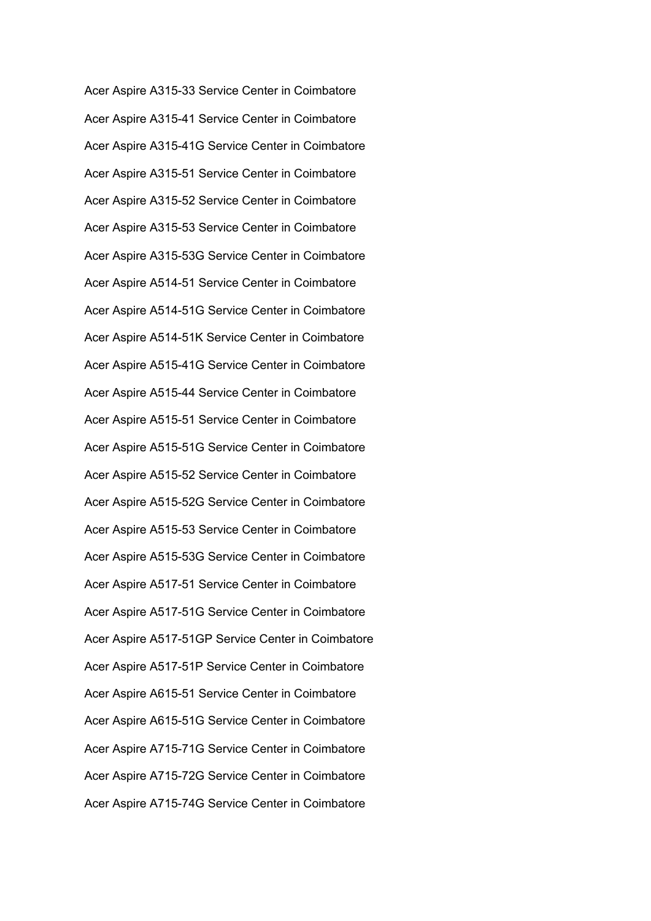Acer Aspire A315-33 Service Center in Coimbatore

Acer Aspire A315-41 Service Center in Coimbatore

Acer Aspire A315-41G Service Center in Coimbatore

Acer Aspire A315-51 Service Center in Coimbatore

Acer Aspire A315-52 Service Center in Coimbatore

Acer Aspire A315-53 Service Center in Coimbatore

Acer Aspire A315-53G Service Center in Coimbatore

Acer Aspire A514-51 Service Center in Coimbatore

Acer Aspire A514-51G Service Center in Coimbatore

Acer Aspire A514-51K Service Center in Coimbatore

Acer Aspire A515-41G Service Center in Coimbatore

Acer Aspire A515-44 Service Center in Coimbatore

Acer Aspire A515-51 Service Center in Coimbatore

Acer Aspire A515-51G Service Center in Coimbatore

Acer Aspire A515-52 Service Center in Coimbatore

Acer Aspire A515-52G Service Center in Coimbatore

Acer Aspire A515-53 Service Center in Coimbatore

Acer Aspire A515-53G Service Center in Coimbatore

Acer Aspire A517-51 Service Center in Coimbatore

Acer Aspire A517-51G Service Center in Coimbatore

Acer Aspire A517-51GP Service Center in Coimbatore

Acer Aspire A517-51P Service Center in Coimbatore

Acer Aspire A615-51 Service Center in Coimbatore

Acer Aspire A615-51G Service Center in Coimbatore

Acer Aspire A715-71G Service Center in Coimbatore

Acer Aspire A715-72G Service Center in Coimbatore

Acer Aspire A715-74G Service Center in Coimbatore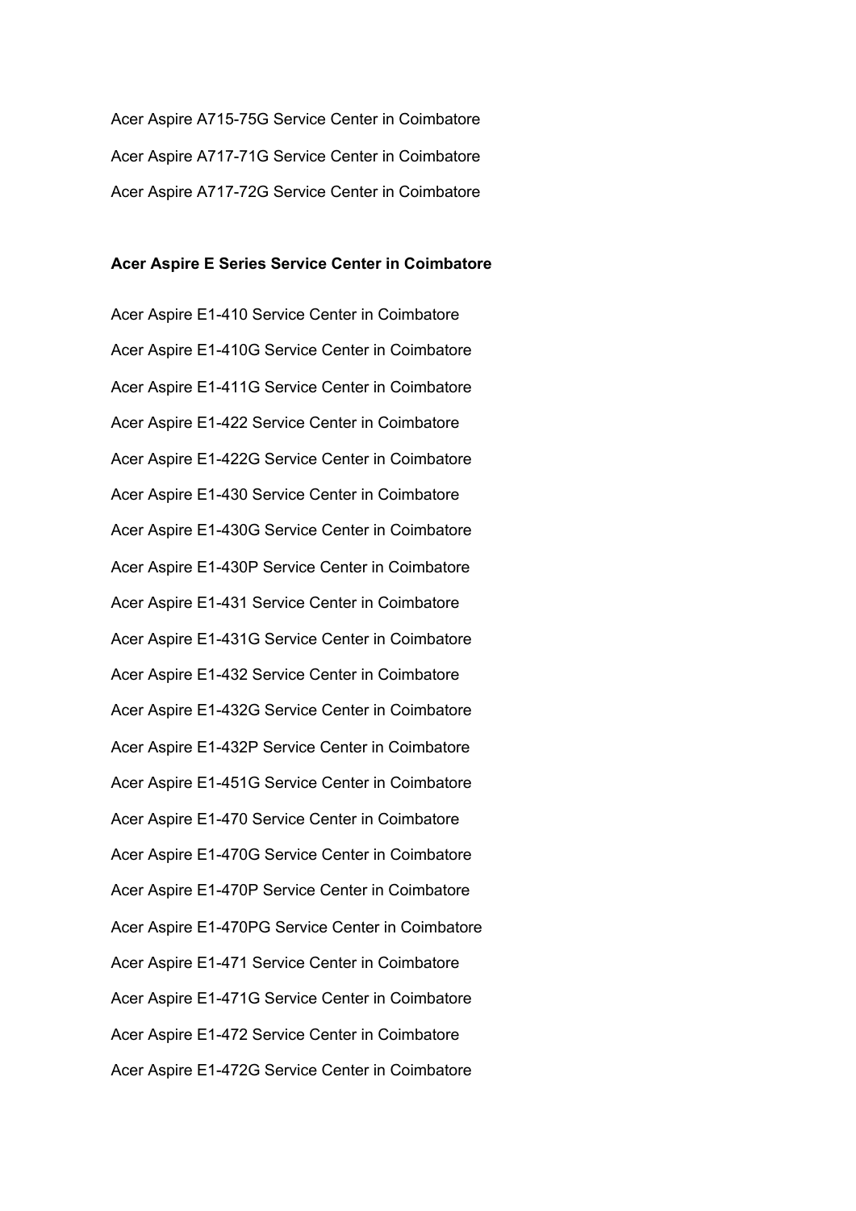Acer Aspire A715-75G Service Center in Coimbatore

Acer Aspire A717-71G Service Center in Coimbatore

Acer Aspire A717-72G Service Center in Coimbatore

**Acer Aspire E Series Service Center in Coimbatore**

Acer Aspire E1-410 Service Center in Coimbatore

Acer Aspire E1-410G Service Center in Coimbatore

Acer Aspire E1-411G Service Center in Coimbatore

Acer Aspire E1-422 Service Center in Coimbatore

Acer Aspire E1-422G Service Center in Coimbatore

Acer Aspire E1-430 Service Center in Coimbatore

Acer Aspire E1-430G Service Center in Coimbatore

Acer Aspire E1-430P Service Center in Coimbatore

Acer Aspire E1-431 Service Center in Coimbatore

Acer Aspire E1-431G Service Center in Coimbatore

Acer Aspire E1-432 Service Center in Coimbatore

Acer Aspire E1-432G Service Center in Coimbatore

Acer Aspire E1-432P Service Center in Coimbatore

Acer Aspire E1-451G Service Center in Coimbatore

Acer Aspire E1-470 Service Center in Coimbatore

Acer Aspire E1-470G Service Center in Coimbatore

Acer Aspire E1-470P Service Center in Coimbatore

Acer Aspire E1-470PG Service Center in Coimbatore

Acer Aspire E1-471 Service Center in Coimbatore

Acer Aspire E1-471G Service Center in Coimbatore

Acer Aspire E1-472 Service Center in Coimbatore

Acer Aspire E1-472G Service Center in Coimbatore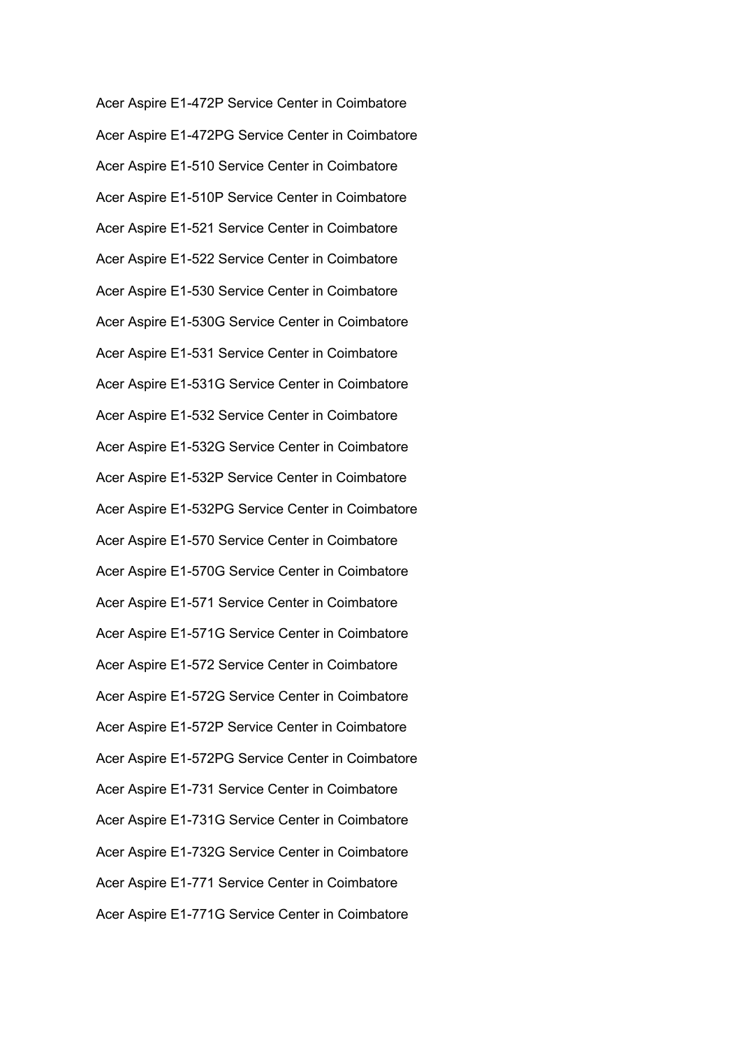Acer Aspire E1-472P Service Center in Coimbatore

Acer Aspire E1-472PG Service Center in Coimbatore

Acer Aspire E1-510 Service Center in Coimbatore

Acer Aspire E1-510P Service Center in Coimbatore

Acer Aspire E1-521 Service Center in Coimbatore

Acer Aspire E1-522 Service Center in Coimbatore

Acer Aspire E1-530 Service Center in Coimbatore

Acer Aspire E1-530G Service Center in Coimbatore

Acer Aspire E1-531 Service Center in Coimbatore

Acer Aspire E1-531G Service Center in Coimbatore

Acer Aspire E1-532 Service Center in Coimbatore

Acer Aspire E1-532G Service Center in Coimbatore

Acer Aspire E1-532P Service Center in Coimbatore

Acer Aspire E1-532PG Service Center in Coimbatore

Acer Aspire E1-570 Service Center in Coimbatore

Acer Aspire E1-570G Service Center in Coimbatore

Acer Aspire E1-571 Service Center in Coimbatore

Acer Aspire E1-571G Service Center in Coimbatore

Acer Aspire E1-572 Service Center in Coimbatore

Acer Aspire E1-572G Service Center in Coimbatore

Acer Aspire E1-572P Service Center in Coimbatore

Acer Aspire E1-572PG Service Center in Coimbatore

Acer Aspire E1-731 Service Center in Coimbatore

Acer Aspire E1-731G Service Center in Coimbatore

Acer Aspire E1-732G Service Center in Coimbatore

Acer Aspire E1-771 Service Center in Coimbatore

Acer Aspire E1-771G Service Center in Coimbatore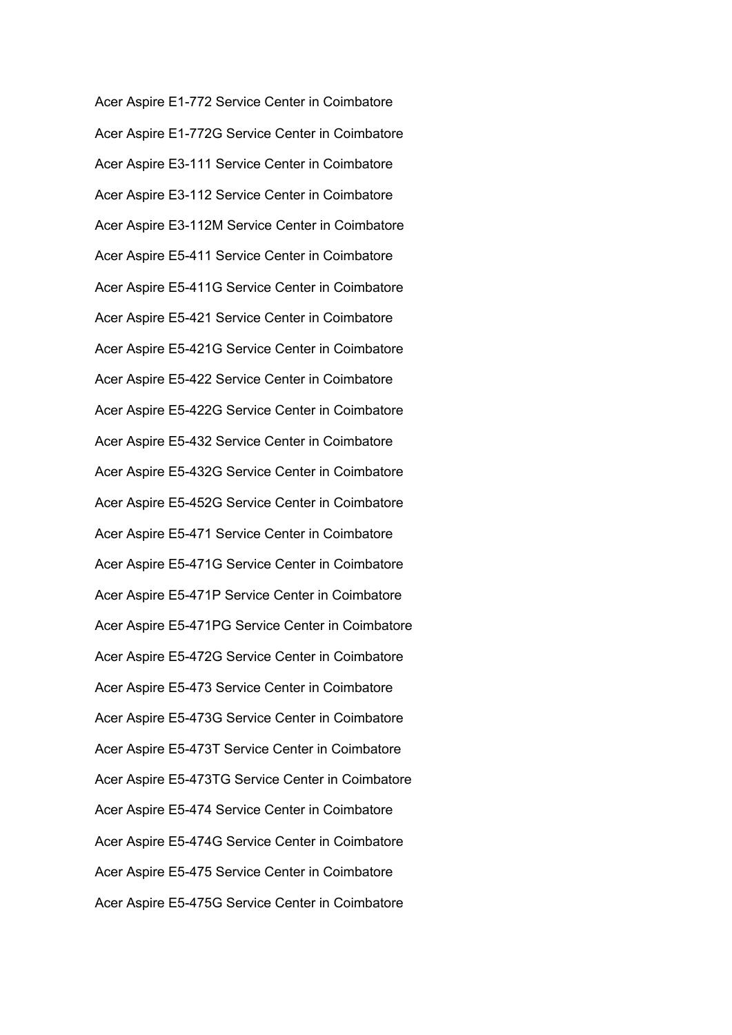Acer Aspire E1-772 Service Center in Coimbatore

Acer Aspire E1-772G Service Center in Coimbatore

Acer Aspire E3-111 Service Center in Coimbatore

Acer Aspire E3-112 Service Center in Coimbatore

Acer Aspire E3-112M Service Center in Coimbatore

Acer Aspire E5-411 Service Center in Coimbatore

Acer Aspire E5-411G Service Center in Coimbatore

Acer Aspire E5-421 Service Center in Coimbatore

Acer Aspire E5-421G Service Center in Coimbatore

Acer Aspire E5-422 Service Center in Coimbatore

Acer Aspire E5-422G Service Center in Coimbatore

Acer Aspire E5-432 Service Center in Coimbatore

Acer Aspire E5-432G Service Center in Coimbatore

Acer Aspire E5-452G Service Center in Coimbatore

Acer Aspire E5-471 Service Center in Coimbatore

Acer Aspire E5-471G Service Center in Coimbatore

Acer Aspire E5-471P Service Center in Coimbatore

Acer Aspire E5-471PG Service Center in Coimbatore

Acer Aspire E5-472G Service Center in Coimbatore

Acer Aspire E5-473 Service Center in Coimbatore

Acer Aspire E5-473G Service Center in Coimbatore

Acer Aspire E5-473T Service Center in Coimbatore

Acer Aspire E5-473TG Service Center in Coimbatore

Acer Aspire E5-474 Service Center in Coimbatore

Acer Aspire E5-474G Service Center in Coimbatore

Acer Aspire E5-475 Service Center in Coimbatore

Acer Aspire E5-475G Service Center in Coimbatore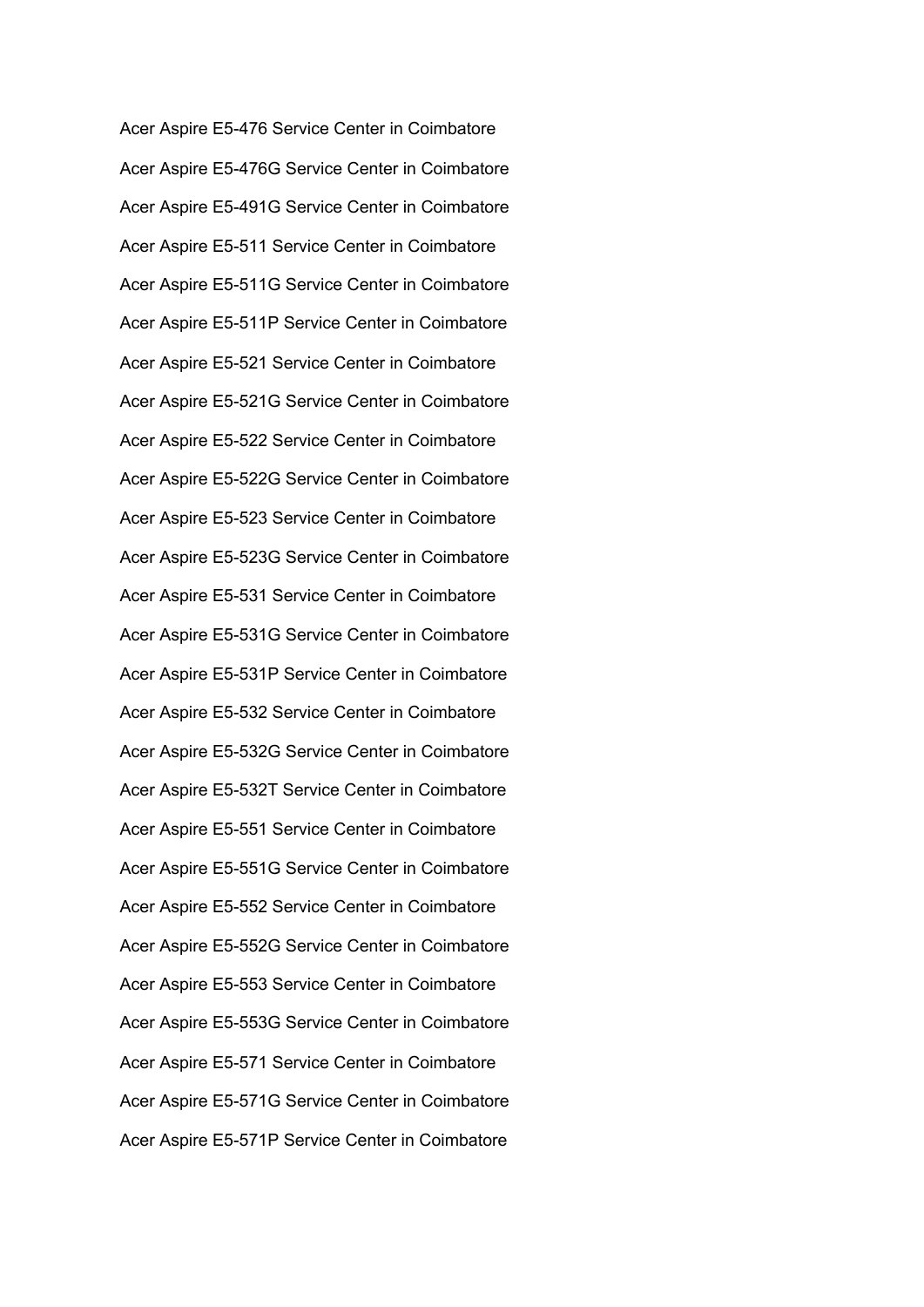Acer Aspire E5-476 Service Center in Coimbatore

Acer Aspire E5-476G Service Center in Coimbatore

Acer Aspire E5-491G Service Center in Coimbatore

Acer Aspire E5-511 Service Center in Coimbatore

Acer Aspire E5-511G Service Center in Coimbatore

Acer Aspire E5-511P Service Center in Coimbatore

Acer Aspire E5-521 Service Center in Coimbatore

Acer Aspire E5-521G Service Center in Coimbatore

Acer Aspire E5-522 Service Center in Coimbatore

Acer Aspire E5-522G Service Center in Coimbatore

Acer Aspire E5-523 Service Center in Coimbatore

Acer Aspire E5-523G Service Center in Coimbatore

Acer Aspire E5-531 Service Center in Coimbatore

Acer Aspire E5-531G Service Center in Coimbatore

Acer Aspire E5-531P Service Center in Coimbatore

Acer Aspire E5-532 Service Center in Coimbatore

Acer Aspire E5-532G Service Center in Coimbatore

Acer Aspire E5-532T Service Center in Coimbatore

Acer Aspire E5-551 Service Center in Coimbatore

Acer Aspire E5-551G Service Center in Coimbatore

Acer Aspire E5-552 Service Center in Coimbatore

Acer Aspire E5-552G Service Center in Coimbatore

Acer Aspire E5-553 Service Center in Coimbatore

Acer Aspire E5-553G Service Center in Coimbatore

Acer Aspire E5-571 Service Center in Coimbatore

Acer Aspire E5-571G Service Center in Coimbatore

Acer Aspire E5-571P Service Center in Coimbatore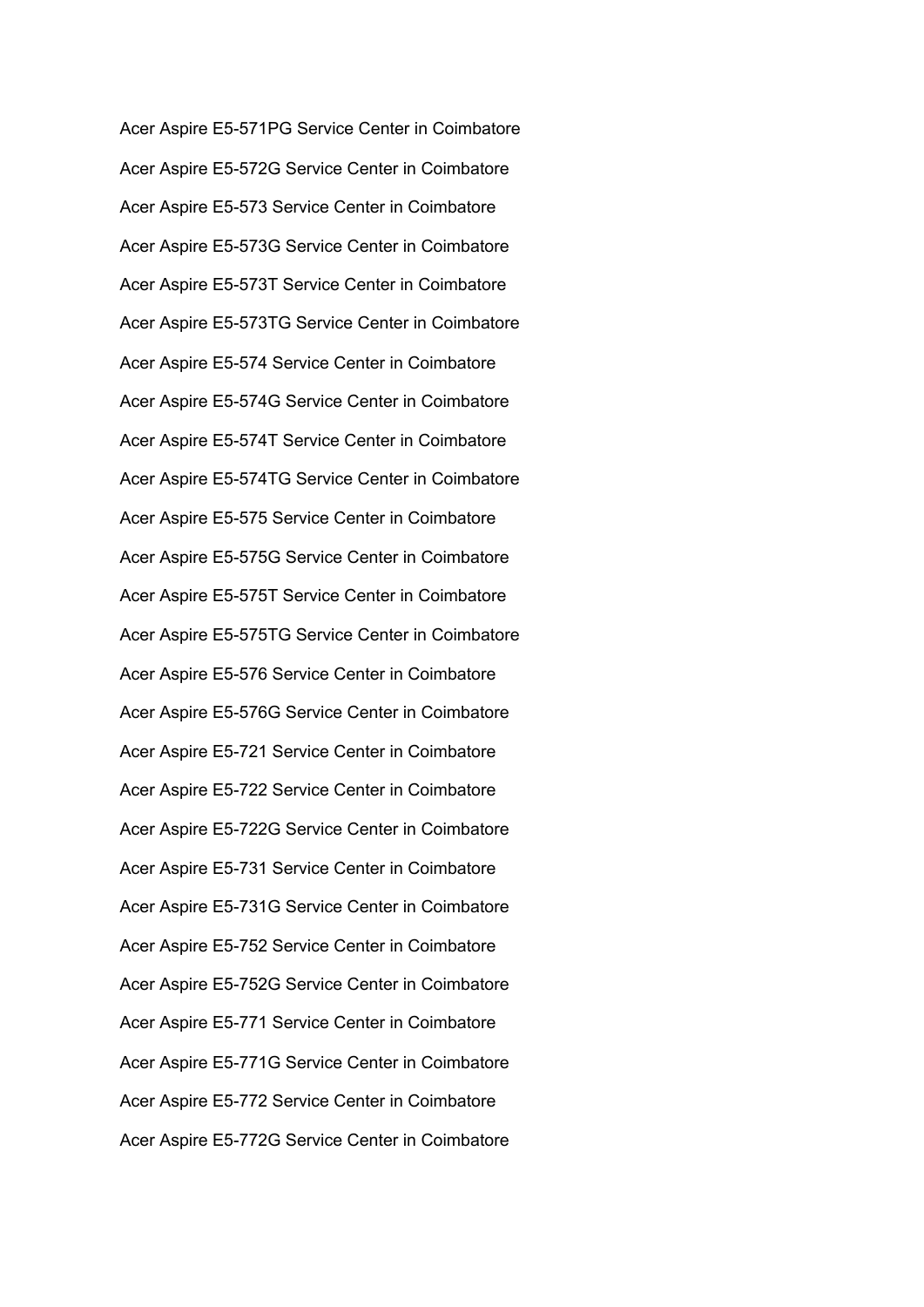Acer Aspire E5-571PG Service Center in Coimbatore

Acer Aspire E5-572G Service Center in Coimbatore

Acer Aspire E5-573 Service Center in Coimbatore

Acer Aspire E5-573G Service Center in Coimbatore

Acer Aspire E5-573T Service Center in Coimbatore

Acer Aspire E5-573TG Service Center in Coimbatore

Acer Aspire E5-574 Service Center in Coimbatore

Acer Aspire E5-574G Service Center in Coimbatore

Acer Aspire E5-574T Service Center in Coimbatore

Acer Aspire E5-574TG Service Center in Coimbatore

Acer Aspire E5-575 Service Center in Coimbatore

Acer Aspire E5-575G Service Center in Coimbatore

Acer Aspire E5-575T Service Center in Coimbatore

Acer Aspire E5-575TG Service Center in Coimbatore

Acer Aspire E5-576 Service Center in Coimbatore

Acer Aspire E5-576G Service Center in Coimbatore

Acer Aspire E5-721 Service Center in Coimbatore

Acer Aspire E5-722 Service Center in Coimbatore

Acer Aspire E5-722G Service Center in Coimbatore

Acer Aspire E5-731 Service Center in Coimbatore

Acer Aspire E5-731G Service Center in Coimbatore

Acer Aspire E5-752 Service Center in Coimbatore

Acer Aspire E5-752G Service Center in Coimbatore

Acer Aspire E5-771 Service Center in Coimbatore

Acer Aspire E5-771G Service Center in Coimbatore

Acer Aspire E5-772 Service Center in Coimbatore

Acer Aspire E5-772G Service Center in Coimbatore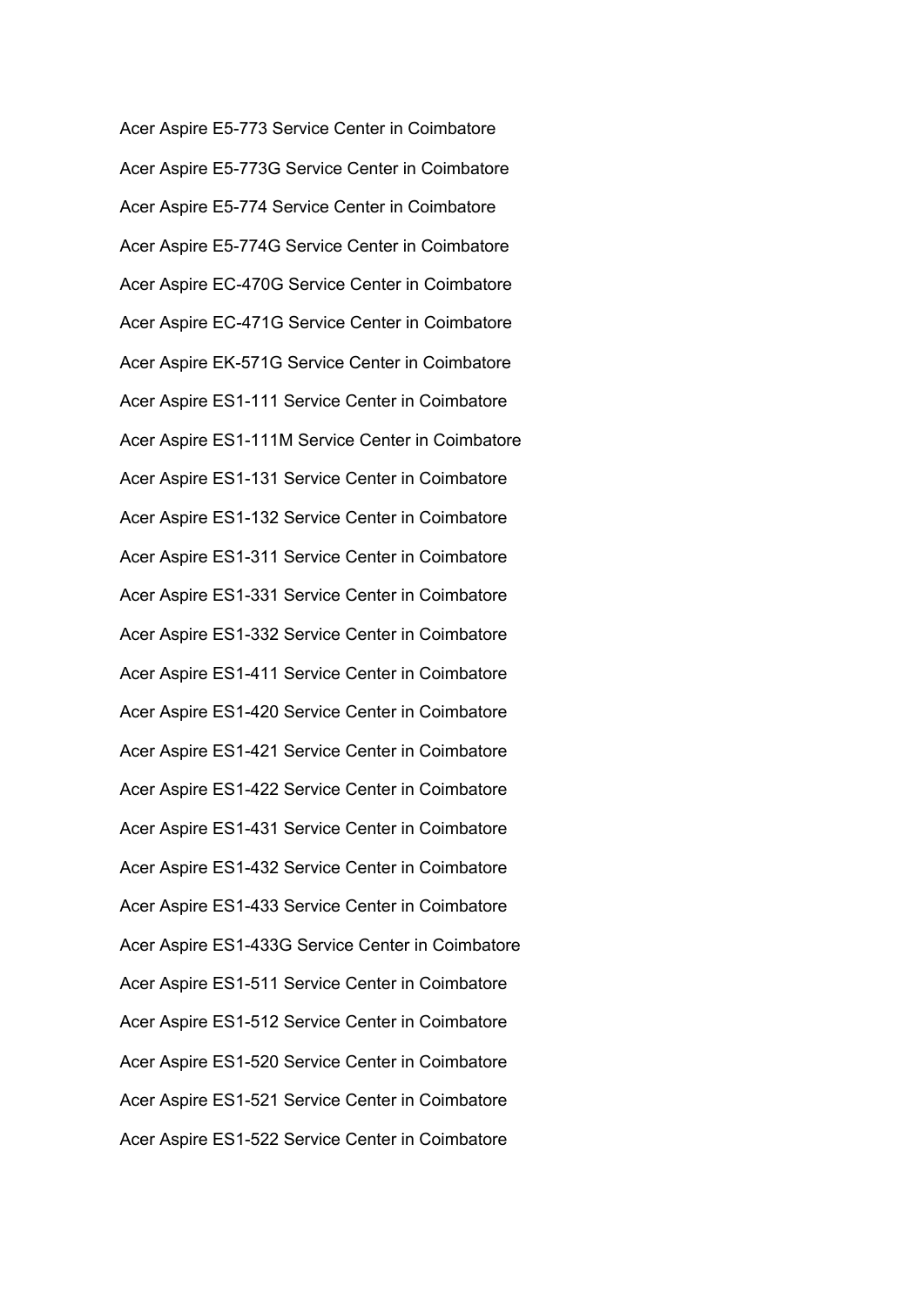Acer Aspire E5-773 Service Center in Coimbatore

Acer Aspire E5-773G Service Center in Coimbatore

Acer Aspire E5-774 Service Center in Coimbatore

Acer Aspire E5-774G Service Center in Coimbatore

Acer Aspire EC-470G Service Center in Coimbatore

Acer Aspire EC-471G Service Center in Coimbatore

Acer Aspire EK-571G Service Center in Coimbatore

Acer Aspire ES1-111 Service Center in Coimbatore

Acer Aspire ES1-111M Service Center in Coimbatore

Acer Aspire ES1-131 Service Center in Coimbatore

Acer Aspire ES1-132 Service Center in Coimbatore

Acer Aspire ES1-311 Service Center in Coimbatore

Acer Aspire ES1-331 Service Center in Coimbatore

Acer Aspire ES1-332 Service Center in Coimbatore

Acer Aspire ES1-411 Service Center in Coimbatore

Acer Aspire ES1-420 Service Center in Coimbatore

Acer Aspire ES1-421 Service Center in Coimbatore

Acer Aspire ES1-422 Service Center in Coimbatore

Acer Aspire ES1-431 Service Center in Coimbatore

Acer Aspire ES1-432 Service Center in Coimbatore

Acer Aspire ES1-433 Service Center in Coimbatore

Acer Aspire ES1-433G Service Center in Coimbatore

Acer Aspire ES1-511 Service Center in Coimbatore

Acer Aspire ES1-512 Service Center in Coimbatore

Acer Aspire ES1-520 Service Center in Coimbatore

Acer Aspire ES1-521 Service Center in Coimbatore

Acer Aspire ES1-522 Service Center in Coimbatore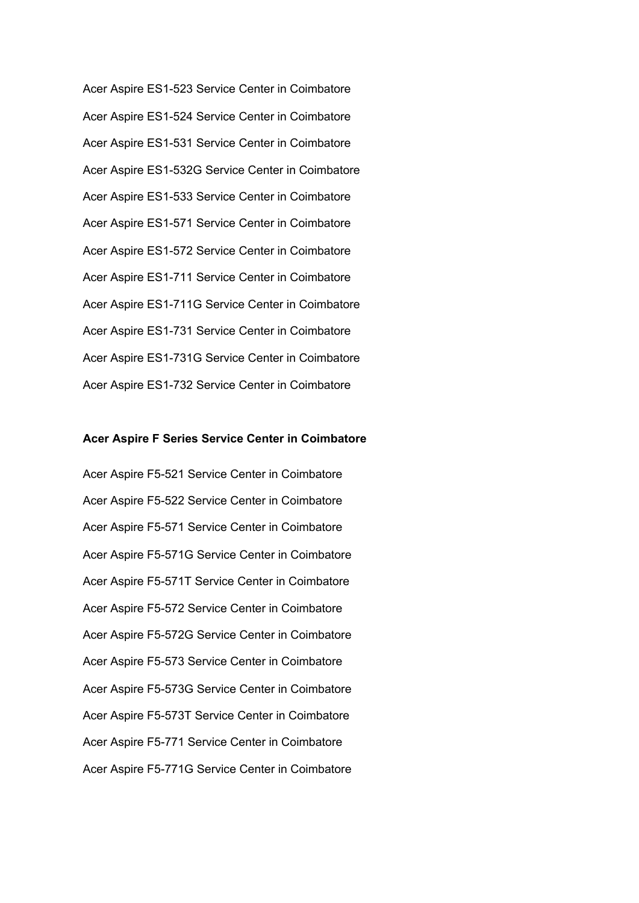Acer Aspire ES1-523 Service Center in Coimbatore

Acer Aspire ES1-524 Service Center in Coimbatore

Acer Aspire ES1-531 Service Center in Coimbatore

Acer Aspire ES1-532G Service Center in Coimbatore

Acer Aspire ES1-533 Service Center in Coimbatore

Acer Aspire ES1-571 Service Center in Coimbatore

Acer Aspire ES1-572 Service Center in Coimbatore

Acer Aspire ES1-711 Service Center in Coimbatore

Acer Aspire ES1-711G Service Center in Coimbatore

Acer Aspire ES1-731 Service Center in Coimbatore

Acer Aspire ES1-731G Service Center in Coimbatore

Acer Aspire ES1-732 Service Center in Coimbatore

**Acer Aspire F Series Service Center in Coimbatore**

Acer Aspire F5-521 Service Center in Coimbatore

Acer Aspire F5-522 Service Center in Coimbatore

Acer Aspire F5-571 Service Center in Coimbatore

Acer Aspire F5-571G Service Center in Coimbatore

Acer Aspire F5-571T Service Center in Coimbatore

Acer Aspire F5-572 Service Center in Coimbatore

Acer Aspire F5-572G Service Center in Coimbatore

Acer Aspire F5-573 Service Center in Coimbatore

Acer Aspire F5-573G Service Center in Coimbatore

Acer Aspire F5-573T Service Center in Coimbatore

Acer Aspire F5-771 Service Center in Coimbatore

Acer Aspire F5-771G Service Center in Coimbatore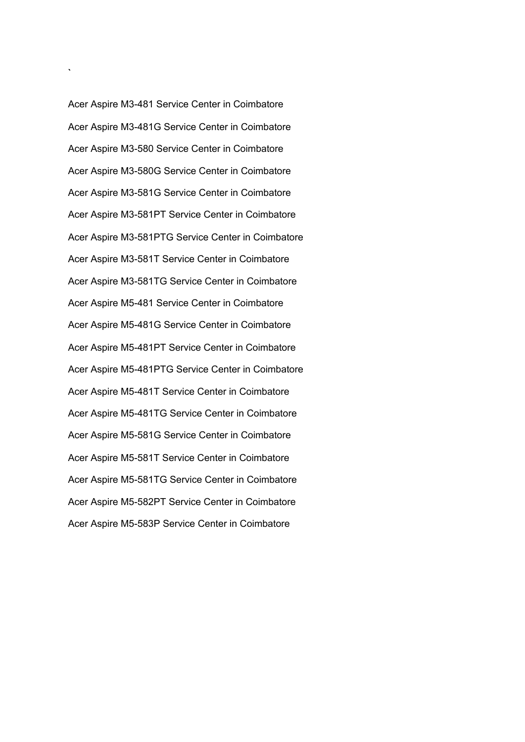`

Acer Aspire M3-481 Service Center in Coimbatore

Acer Aspire M3-481G Service Center in Coimbatore

Acer Aspire M3-580 Service Center in Coimbatore

Acer Aspire M3-580G Service Center in Coimbatore

Acer Aspire M3-581G Service Center in Coimbatore

Acer Aspire M3-581PT Service Center in Coimbatore

Acer Aspire M3-581PTG Service Center in Coimbatore

Acer Aspire M3-581T Service Center in Coimbatore

Acer Aspire M3-581TG Service Center in Coimbatore

Acer Aspire M5-481 Service Center in Coimbatore

Acer Aspire M5-481G Service Center in Coimbatore

Acer Aspire M5-481PT Service Center in Coimbatore

Acer Aspire M5-481PTG Service Center in Coimbatore

Acer Aspire M5-481T Service Center in Coimbatore

Acer Aspire M5-481TG Service Center in Coimbatore

Acer Aspire M5-581G Service Center in Coimbatore

Acer Aspire M5-581T Service Center in Coimbatore

Acer Aspire M5-581TG Service Center in Coimbatore

Acer Aspire M5-582PT Service Center in Coimbatore

Acer Aspire M5-583P Service Center in Coimbatore